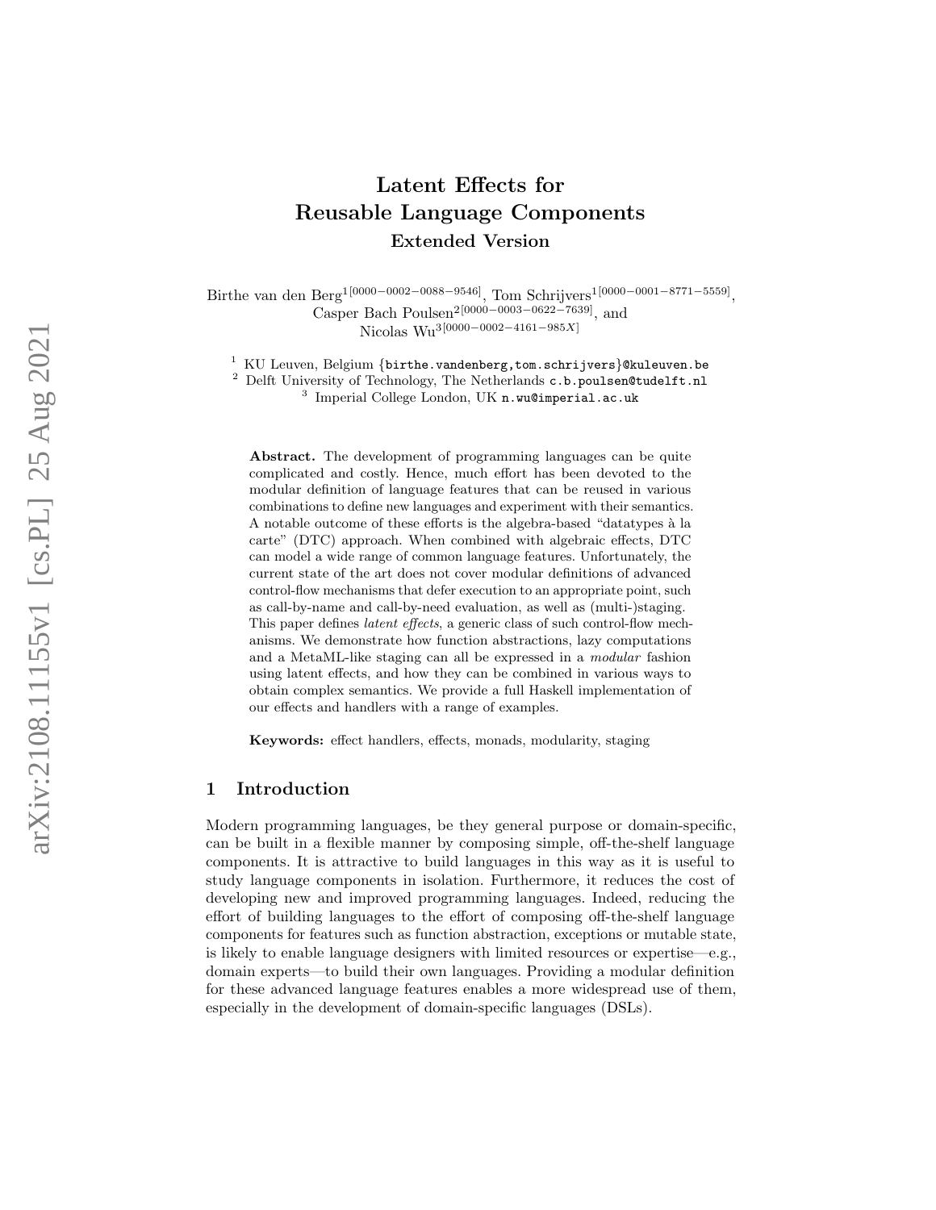# Latent Effects for Reusable Language Components

## Extended Version

Birthe van den Berg[1][0000−0002−0088−9546], Tom Schrijvers[1][0000−0001−8771−5559], Casper Bach Poulsen[2][0000−0003−0622−7639], and Nicolas Wu[3][0000−0002−4161−985X]

[1] KU Leuven, Belgium {birthe.vandenberg,tom.schrijvers}@kuleuven.be
[2] Delft University of Technology, The Netherlands c.b.poulsen@tudelft.nl
[3] Imperial College London, UK n.wu@imperial.ac.uk

**Abstract.** The development of programming languages can be quite complicated and costly. Hence, much effort has been devoted to the modular definition of language features that can be reused in various combinations to define new languages and experiment with their semantics. A notable outcome of these efforts is the algebra-based "datatypes à la carte" (DTC) approach. When combined with algebraic effects, DTC can model a wide range of common language features. Unfortunately, the current state of the art does not cover modular definitions of advanced control-flow mechanisms that defer execution to an appropriate point, such as call-by-name and call-by-need evaluation, as well as (multi-)staging. This paper defines *latent effects*, a generic class of such control-flow mechanisms. We demonstrate how function abstractions, lazy computations and a MetaML-like staging can all be expressed in a *modular* fashion using latent effects, and how they can be combined in various ways to obtain complex semantics. We provide a full Haskell implementation of our effects and handlers with a range of examples.

**Keywords:** effect handlers, effects, monads, modularity, staging

## 1 Introduction

Modern programming languages, be they general purpose or domain-specific, can be built in a flexible manner by composing simple, off-the-shelf language components. It is attractive to build languages in this way as it is useful to study language components in isolation. Furthermore, it reduces the cost of developing new and improved programming languages. Indeed, reducing the effort of building languages to the effort of composing off-the-shelf language components for features such as function abstraction, exceptions or mutable state, is likely to enable language designers with limited resources or expertise—e.g., domain experts—to build their own languages. Providing a modular definition for these advanced language features enables a more widespread use of them, especially in the development of domain-specific languages (DSLs).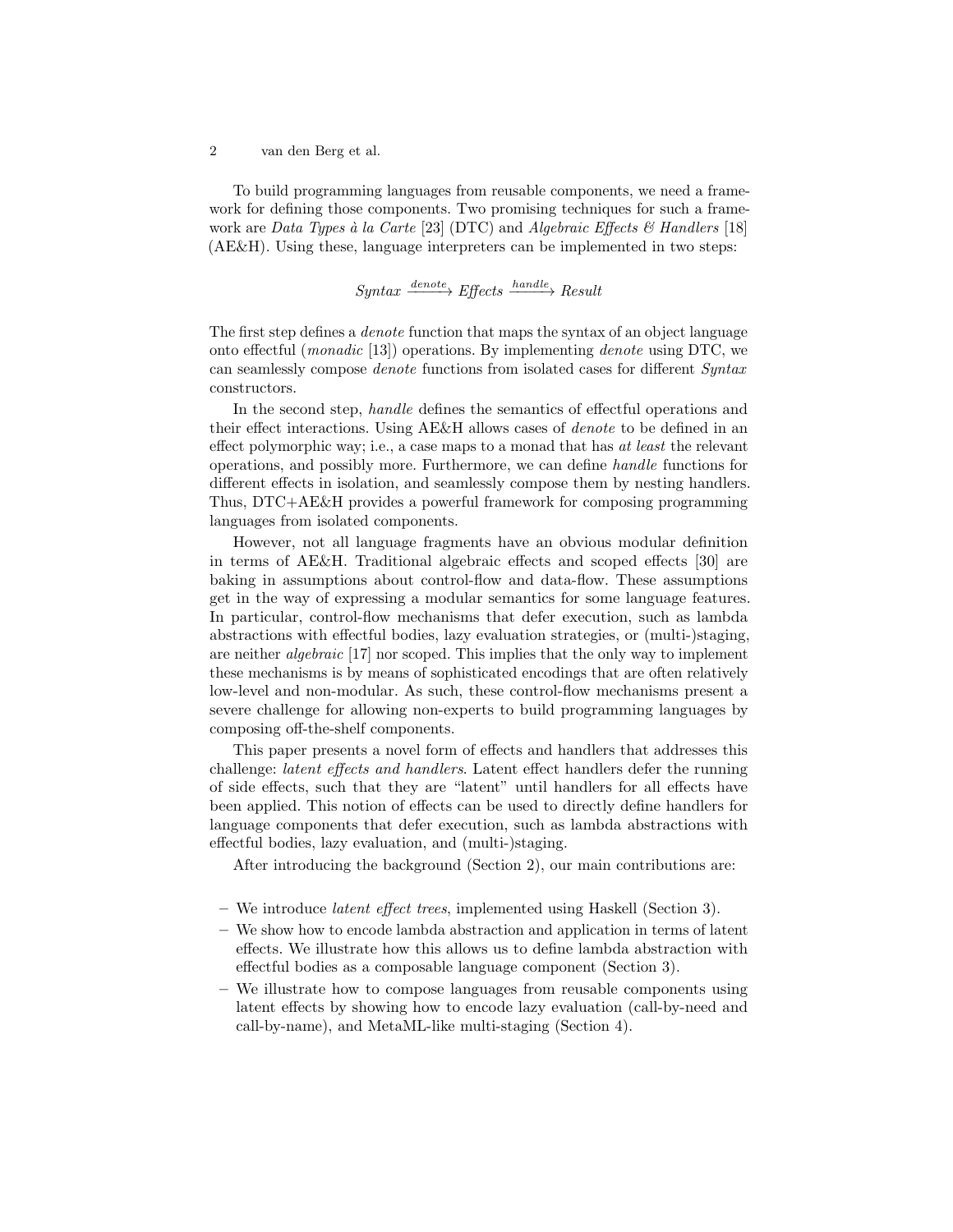To build programming languages from reusable components, we need a framework for defining those components. Two promising techniques for such a framework are *Data Types à la Carte* [23] (DTC) and *Algebraic Effects & Handlers* [18] (AE&H). Using these, language interpreters can be implemented in two steps:

$$\mathit{Syntax} \xrightarrow{\mathit{denote}} \mathit{Effects} \xrightarrow{\mathit{handle}} \mathit{Result}$$

The first step defines a *denote* function that maps the syntax of an object language onto effectful (*monadic* [13]) operations. By implementing *denote* using DTC, we can seamlessly compose *denote* functions from isolated cases for different *Syntax* constructors.

In the second step, *handle* defines the semantics of effectful operations and their effect interactions. Using AE&H allows cases of *denote* to be defined in an effect polymorphic way; i.e., a case maps to a monad that has *at least* the relevant operations, and possibly more. Furthermore, we can define *handle* functions for different effects in isolation, and seamlessly compose them by nesting handlers. Thus, DTC+AE&H provides a powerful framework for composing programming languages from isolated components.

However, not all language fragments have an obvious modular definition in terms of AE&H. Traditional algebraic effects and scoped effects [30] are baking in assumptions about control-flow and data-flow. These assumptions get in the way of expressing a modular semantics for some language features. In particular, control-flow mechanisms that defer execution, such as lambda abstractions with effectful bodies, lazy evaluation strategies, or (multi-)staging, are neither *algebraic* [17] nor scoped. This implies that the only way to implement these mechanisms is by means of sophisticated encodings that are often relatively low-level and non-modular. As such, these control-flow mechanisms present a severe challenge for allowing non-experts to build programming languages by composing off-the-shelf components.

This paper presents a novel form of effects and handlers that addresses this challenge: *latent effects and handlers*. Latent effect handlers defer the running of side effects, such that they are "latent" until handlers for all effects have been applied. This notion of effects can be used to directly define handlers for language components that defer execution, such as lambda abstractions with effectful bodies, lazy evaluation, and (multi-)staging.

After introducing the background (Section 2), our main contributions are:

- We introduce *latent effect trees*, implemented using Haskell (Section 3).
- We show how to encode lambda abstraction and application in terms of latent effects. We illustrate how this allows us to define lambda abstraction with effectful bodies as a composable language component (Section 3).
- We illustrate how to compose languages from reusable components using latent effects by showing how to encode lazy evaluation (call-by-need and call-by-name), and MetaML-like multi-staging (Section 4).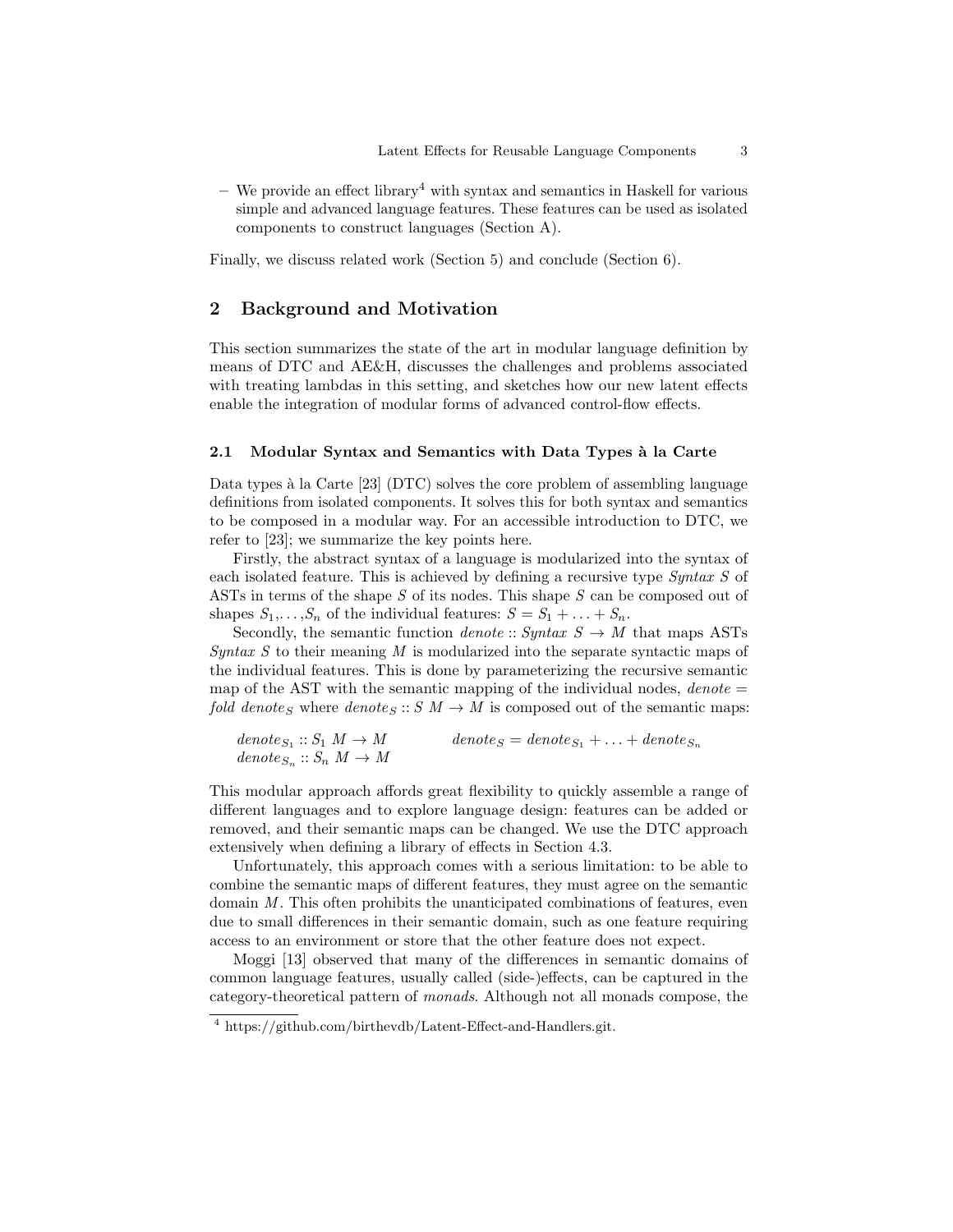- We provide an effect library[4] with syntax and semantics in Haskell for various simple and advanced language features. These features can be used as isolated components to construct languages (Section A).

Finally, we discuss related work (Section 5) and conclude (Section 6).

## 2 Background and Motivation

This section summarizes the state of the art in modular language definition by means of DTC and AE&H, discusses the challenges and problems associated with treating lambdas in this setting, and sketches how our new latent effects enable the integration of modular forms of advanced control-flow effects.

### 2.1 Modular Syntax and Semantics with Data Types à la Carte

Data types à la Carte [23] (DTC) solves the core problem of assembling language definitions from isolated components. It solves this for both syntax and semantics to be composed in a modular way. For an accessible introduction to DTC, we refer to [23]; we summarize the key points here.

Firstly, the abstract syntax of a language is modularized into the syntax of each isolated feature. This is achieved by defining a recursive type *Syntax S* of ASTs in terms of the shape $S$ of its nodes. This shape $S$ can be composed out of shapes $S_1, \ldots, S_n$ of the individual features: $S = S_1 + \ldots + S_n$.

Secondly, the semantic function $denote :: Syntax\ S \rightarrow M$ that maps ASTs *Syntax S* to their meaning $M$ is modularized into the separate syntactic maps of the individual features. This is done by parameterizing the recursive semantic map of the AST with the semantic mapping of the individual nodes, $denote = fold\ denote_S$ where $denote_S :: S\ M \rightarrow M$ is composed out of the semantic maps:

$$denote_{S_1} :: S_1\ M \rightarrow M \qquad denote_S = denote_{S_1} + \ldots + denote_{S_n}$$
$$denote_{S_n} :: S_n\ M \rightarrow M$$

This modular approach affords great flexibility to quickly assemble a range of different languages and to explore language design: features can be added or removed, and their semantic maps can be changed. We use the DTC approach extensively when defining a library of effects in Section 4.3.

Unfortunately, this approach comes with a serious limitation: to be able to combine the semantic maps of different features, they must agree on the semantic domain $M$. This often prohibits the unanticipated combinations of features, even due to small differences in their semantic domain, such as one feature requiring access to an environment or store that the other feature does not expect.

Moggi [13] observed that many of the differences in semantic domains of common language features, usually called (side-)effects, can be captured in the category-theoretical pattern of *monads*. Although not all monads compose, the

[4] https://github.com/birthevdb/Latent-Effect-and-Handlers.git.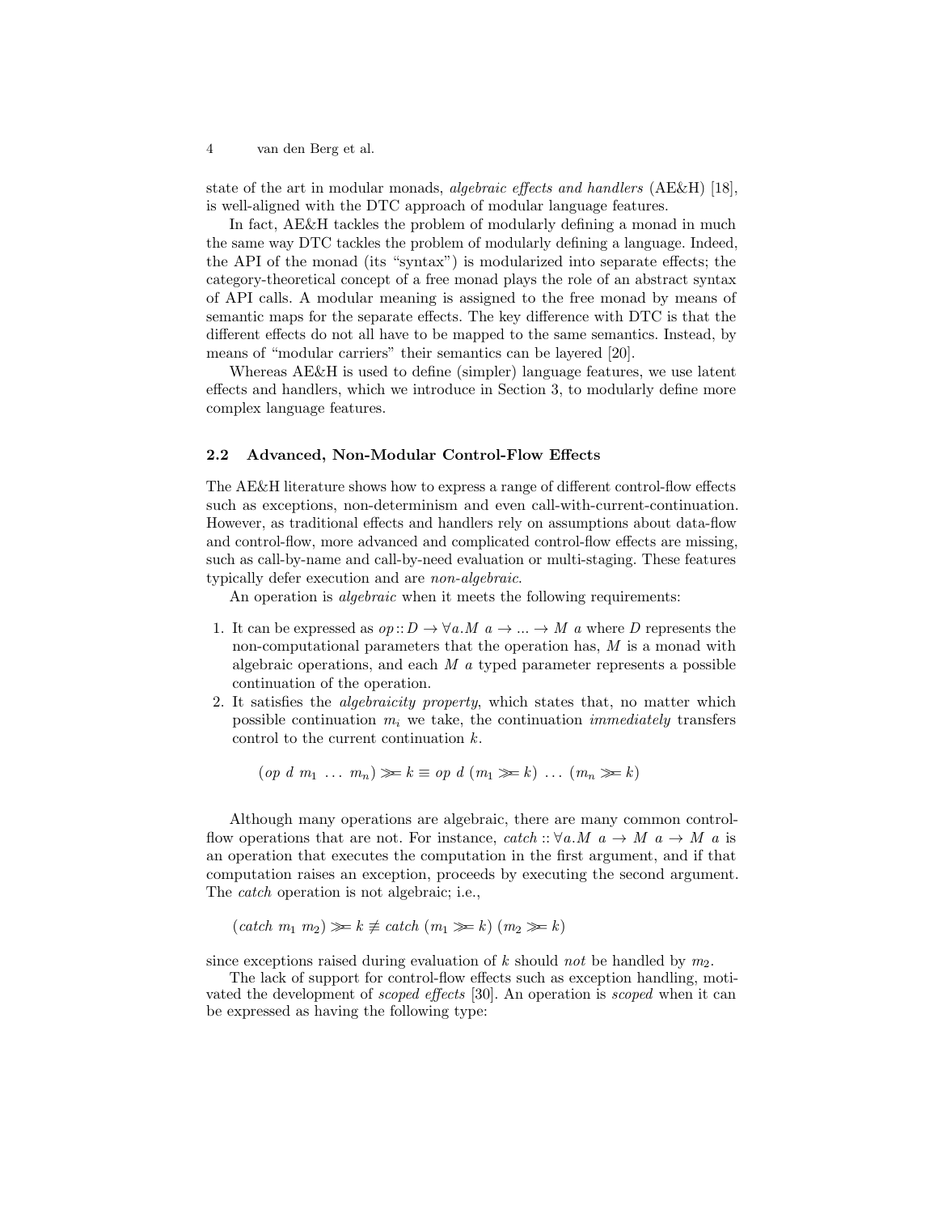state of the art in modular monads, *algebraic effects and handlers* (AE&H) [18], is well-aligned with the DTC approach of modular language features.

In fact, AE&H tackles the problem of modularly defining a monad in much the same way DTC tackles the problem of modularly defining a language. Indeed, the API of the monad (its "syntax") is modularized into separate effects; the category-theoretical concept of a free monad plays the role of an abstract syntax of API calls. A modular meaning is assigned to the free monad by means of semantic maps for the separate effects. The key difference with DTC is that the different effects do not all have to be mapped to the same semantics. Instead, by means of "modular carriers" their semantics can be layered [20].

Whereas AE&H is used to define (simpler) language features, we use latent effects and handlers, which we introduce in Section 3, to modularly define more complex language features.

### 2.2 Advanced, Non-Modular Control-Flow Effects

The AE&H literature shows how to express a range of different control-flow effects such as exceptions, non-determinism and even call-with-current-continuation. However, as traditional effects and handlers rely on assumptions about data-flow and control-flow, more advanced and complicated control-flow effects are missing, such as call-by-name and call-by-need evaluation or multi-staging. These features typically defer execution and are *non-algebraic*.

An operation is *algebraic* when it meets the following requirements:

1. It can be expressed as $op :: D \to \forall a. M\ a \to ... \to M\ a$ where $D$ represents the non-computational parameters that the operation has, $M$ is a monad with algebraic operations, and each $M\ a$ typed parameter represents a possible continuation of the operation.
2. It satisfies the *algebraicity property*, which states that, no matter which possible continuation $m_i$ we take, the continuation *immediately* transfers control to the current continuation $k$.

$$(op\ d\ m_1\ \ldots\ m_n) \gg\!= k \equiv op\ d\ (m_1 \gg\!= k)\ \ldots\ (m_n \gg\!= k)$$

Although many operations are algebraic, there are many common control-flow operations that are not. For instance, $catch :: \forall a. M\ a \to M\ a \to M\ a$ is an operation that executes the computation in the first argument, and if that computation raises an exception, proceeds by executing the second argument. The $catch$ operation is not algebraic; i.e.,

$$(catch\ m_1\ m_2) \gg\!= k \not\equiv catch\ (m_1 \gg\!= k)\ (m_2 \gg\!= k)$$

since exceptions raised during evaluation of $k$ should *not* be handled by $m_2$.

The lack of support for control-flow effects such as exception handling, motivated the development of *scoped effects* [30]. An operation is *scoped* when it can be expressed as having the following type: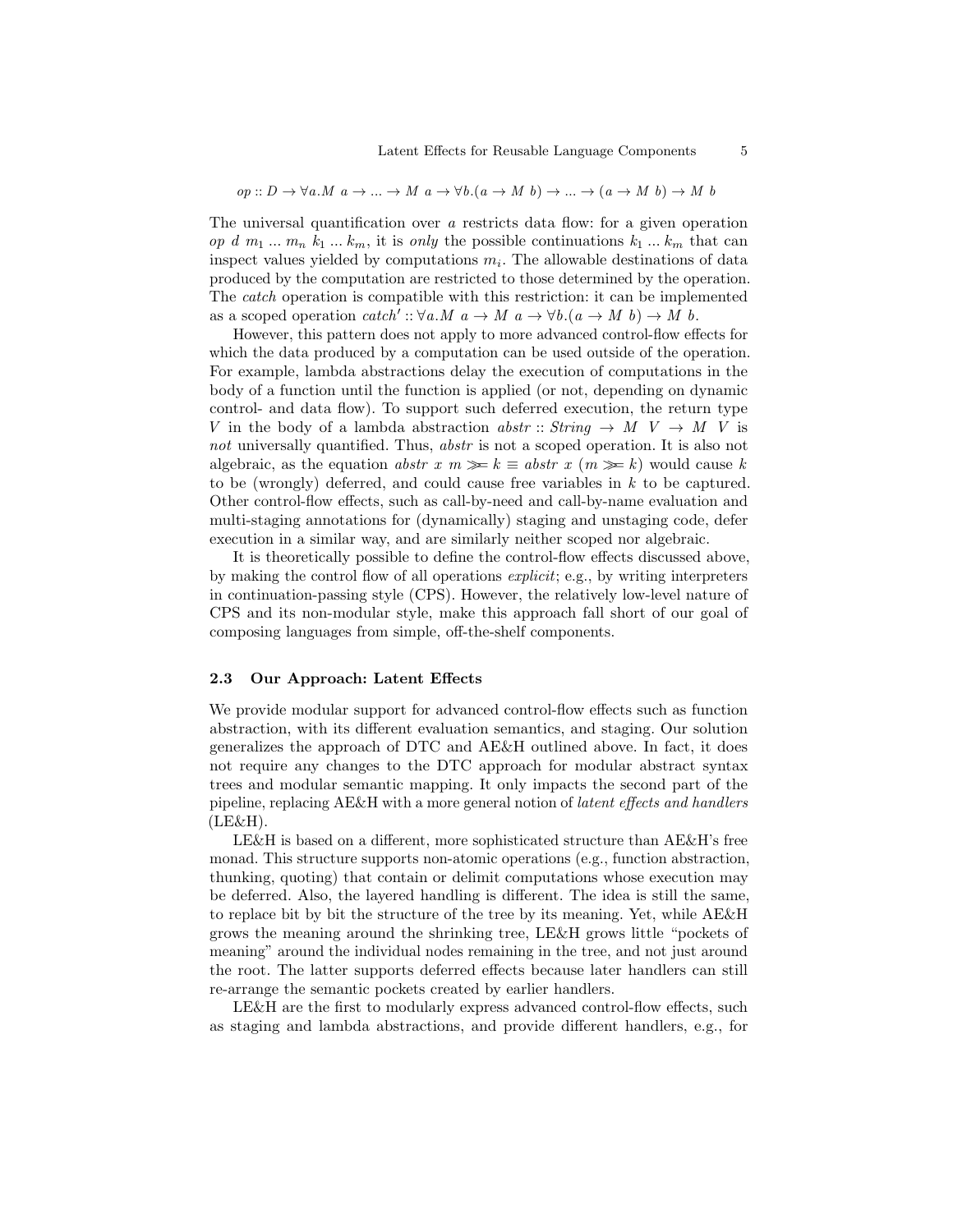$$op :: D \to \forall a.M\ a \to ... \to M\ a \to \forall b.(a \to M\ b) \to ... \to (a \to M\ b) \to M\ b$$

The universal quantification over $a$ restricts data flow: for a given operation $op\ d\ m_1\ ...\ m_n\ k_1\ ...\ k_m$, it is *only* the possible continuations $k_1\ ...\ k_m$ that can inspect values yielded by computations $m_i$. The allowable destinations of data produced by the computation are restricted to those determined by the operation. The *catch* operation is compatible with this restriction: it can be implemented as a scoped operation $catch' :: \forall a.M\ a \to M\ a \to \forall b.(a \to M\ b) \to M\ b$.

However, this pattern does not apply to more advanced control-flow effects for which the data produced by a computation can be used outside of the operation. For example, lambda abstractions delay the execution of computations in the body of a function until the function is applied (or not, depending on dynamic control- and data flow). To support such deferred execution, the return type $V$ in the body of a lambda abstraction $abstr :: String \to M\ V \to M\ V$ is *not* universally quantified. Thus, *abstr* is not a scoped operation. It is also not algebraic, as the equation $abstr\ x\ m \gg\!= k \equiv abstr\ x\ (m \gg\!= k)$ would cause $k$ to be (wrongly) deferred, and could cause free variables in $k$ to be captured. Other control-flow effects, such as call-by-need and call-by-name evaluation and multi-staging annotations for (dynamically) staging and unstaging code, defer execution in a similar way, and are similarly neither scoped nor algebraic.

It is theoretically possible to define the control-flow effects discussed above, by making the control flow of all operations *explicit*; e.g., by writing interpreters in continuation-passing style (CPS). However, the relatively low-level nature of CPS and its non-modular style, make this approach fall short of our goal of composing languages from simple, off-the-shelf components.

### 2.3 Our Approach: Latent Effects

We provide modular support for advanced control-flow effects such as function abstraction, with its different evaluation semantics, and staging. Our solution generalizes the approach of DTC and AE&H outlined above. In fact, it does not require any changes to the DTC approach for modular abstract syntax trees and modular semantic mapping. It only impacts the second part of the pipeline, replacing AE&H with a more general notion of *latent effects and handlers* (LE&H).

LE&H is based on a different, more sophisticated structure than AE&H's free monad. This structure supports non-atomic operations (e.g., function abstraction, thunking, quoting) that contain or delimit computations whose execution may be deferred. Also, the layered handling is different. The idea is still the same, to replace bit by bit the structure of the tree by its meaning. Yet, while AE&H grows the meaning around the shrinking tree, LE&H grows little "pockets of meaning" around the individual nodes remaining in the tree, and not just around the root. The latter supports deferred effects because later handlers can still re-arrange the semantic pockets created by earlier handlers.

LE&H are the first to modularly express advanced control-flow effects, such as staging and lambda abstractions, and provide different handlers, e.g., for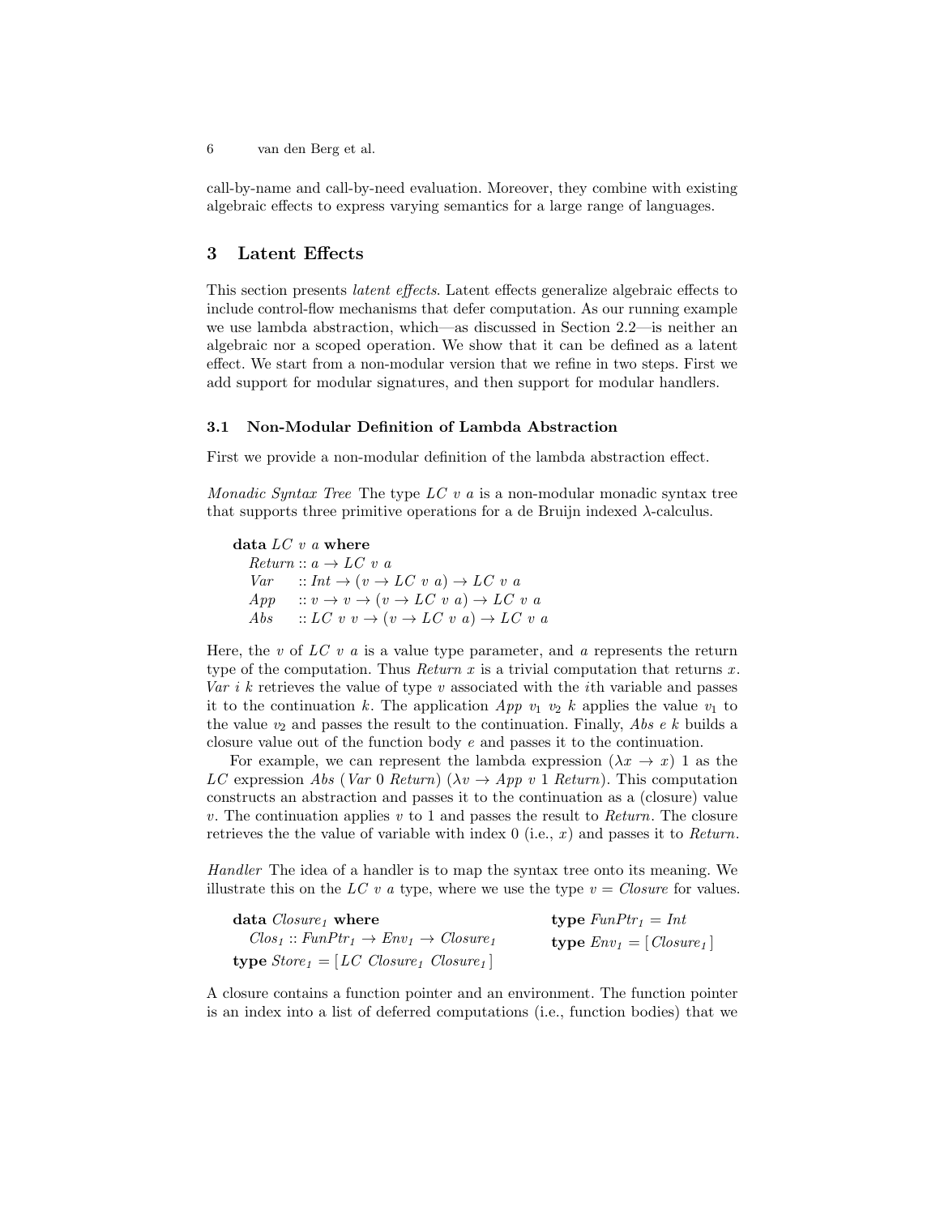call-by-name and call-by-need evaluation. Moreover, they combine with existing algebraic effects to express varying semantics for a large range of languages.

## 3 Latent Effects

This section presents *latent effects*. Latent effects generalize algebraic effects to include control-flow mechanisms that defer computation. As our running example we use lambda abstraction, which—as discussed in Section 2.2—is neither an algebraic nor a scoped operation. We show that it can be defined as a latent effect. We start from a non-modular version that we refine in two steps. First we add support for modular signatures, and then support for modular handlers.

### 3.1 Non-Modular Definition of Lambda Abstraction

First we provide a non-modular definition of the lambda abstraction effect.

*Monadic Syntax Tree* The type $LC\ v\ a$ is a non-modular monadic syntax tree that supports three primitive operations for a de Bruijn indexed λ-calculus.

```
data LC v a where
  Return :: a → LC v a
  Var    :: Int → (v → LC v a) → LC v a
  App    :: v → v → (v → LC v a) → LC v a
  Abs    :: LC v v → (v → LC v a) → LC v a
```

Here, the $v$ of $LC\ v\ a$ is a value type parameter, and $a$ represents the return type of the computation. Thus *Return* $x$ is a trivial computation that returns $x$. *Var* $i\ k$ retrieves the value of type $v$ associated with the $i$th variable and passes it to the continuation $k$. The application *App* $v_1\ v_2\ k$ applies the value $v_1$ to the value $v_2$ and passes the result to the continuation. Finally, *Abs* $e\ k$ builds a closure value out of the function body $e$ and passes it to the continuation.

For example, we can represent the lambda expression $(\lambda x \to x)\ 1$ as the *LC* expression *Abs* (*Var* 0 *Return*) ($\lambda v \to$ *App* $v$ 1 *Return*). This computation constructs an abstraction and passes it to the continuation as a (closure) value $v$. The continuation applies $v$ to 1 and passes the result to *Return*. The closure retrieves the the value of variable with index 0 (i.e., $x$) and passes it to *Return*.

*Handler* The idea of a handler is to map the syntax tree onto its meaning. We illustrate this on the $LC\ v\ a$ type, where we use the type $v = Closure$ for values.

```
data Closure1 where
  Clos1 :: FunPtr1 → Env1 → Closure1
type Store1 = [LC Closure1 Closure1]

type FunPtr1 = Int
type Env1 = [Closure1]
```

A closure contains a function pointer and an environment. The function pointer is an index into a list of deferred computations (i.e., function bodies) that we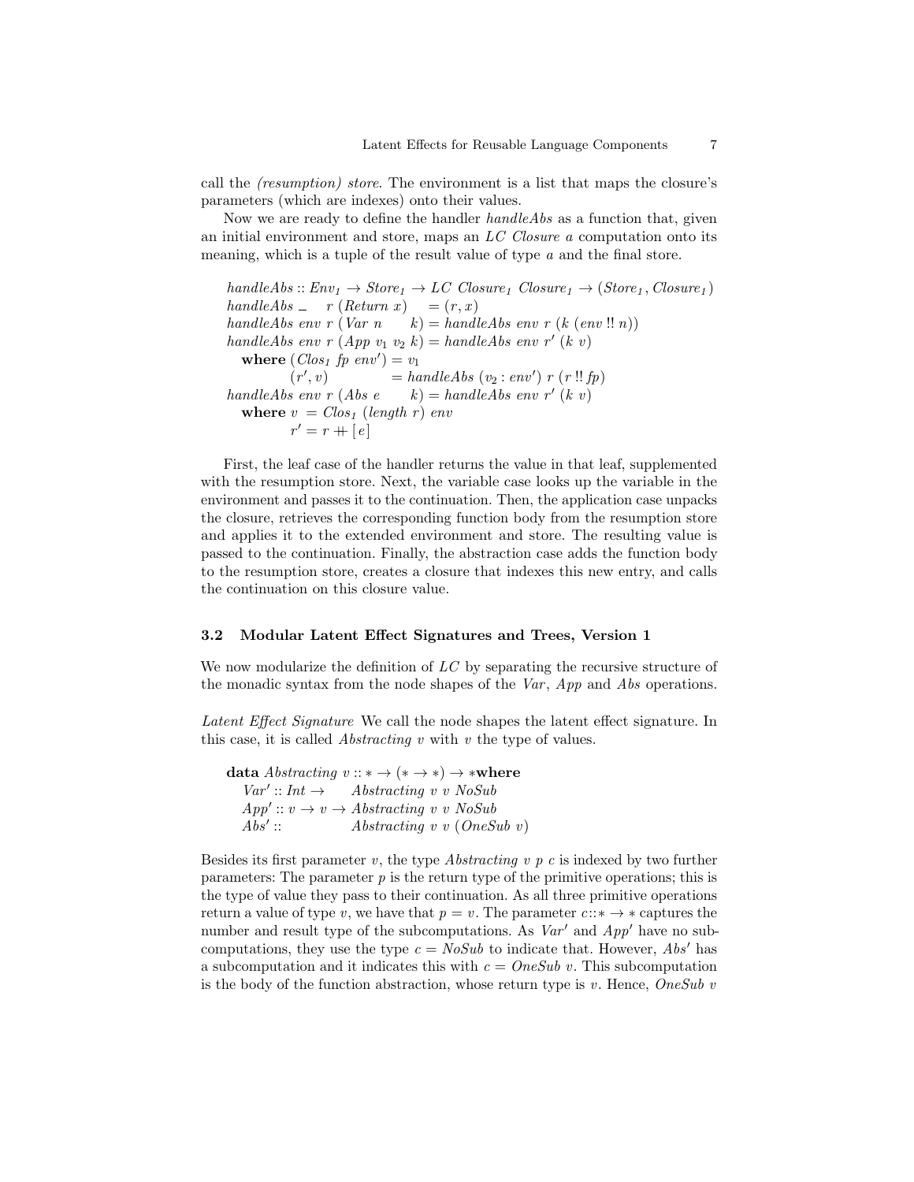call the *(resumption) store*. The environment is a list that maps the closure's parameters (which are indexes) onto their values.

Now we are ready to define the handler *handleAbs* as a function that, given an initial environment and store, maps an *LC Closure a* computation onto its meaning, which is a tuple of the result value of type *a* and the final store.

```
handleAbs :: Env1 → Store1 → LC Closure1 Closure1 → (Store1, Closure1)
handleAbs _   r (Return x)    = (r, x)
handleAbs env r (Var n     k) = handleAbs env r (k (env !! n))
handleAbs env r (App v1 v2 k) = handleAbs env r' (k v)
  where (Clos1 fp env') = v1
        (r', v)         = handleAbs (v2 : env') r (r !! fp)
handleAbs env r (Abs e     k) = handleAbs env r' (k v)
  where v  = Clos1 (length r) env
        r' = r ++ [e]
```

First, the leaf case of the handler returns the value in that leaf, supplemented with the resumption store. Next, the variable case looks up the variable in the environment and passes it to the continuation. Then, the application case unpacks the closure, retrieves the corresponding function body from the resumption store and applies it to the extended environment and store. The resulting value is passed to the continuation. Finally, the abstraction case adds the function body to the resumption store, creates a closure that indexes this new entry, and calls the continuation on this closure value.

### 3.2 Modular Latent Effect Signatures and Trees, Version 1

We now modularize the definition of *LC* by separating the recursive structure of the monadic syntax from the node shapes of the *Var*, *App* and *Abs* operations.

*Latent Effect Signature* We call the node shapes the latent effect signature. In this case, it is called *Abstracting v* with *v* the type of values.

```
data Abstracting v :: * → (* → *) → * where
  Var' :: Int →     Abstracting v v NoSub
  App' :: v → v →   Abstracting v v NoSub
  Abs' ::           Abstracting v v (OneSub v)
```

Besides its first parameter *v*, the type *Abstracting v p c* is indexed by two further parameters: The parameter *p* is the return type of the primitive operations; this is the type of value they pass to their continuation. As all three primitive operations return a value of type *v*, we have that $p = v$. The parameter $c :: * \to *$ captures the number and result type of the subcomputations. As *Var'* and *App'* have no subcomputations, they use the type $c = NoSub$ to indicate that. However, *Abs'* has a subcomputation and it indicates this with $c = OneSub\ v$. This subcomputation is the body of the function abstraction, whose return type is *v*. Hence, *OneSub v*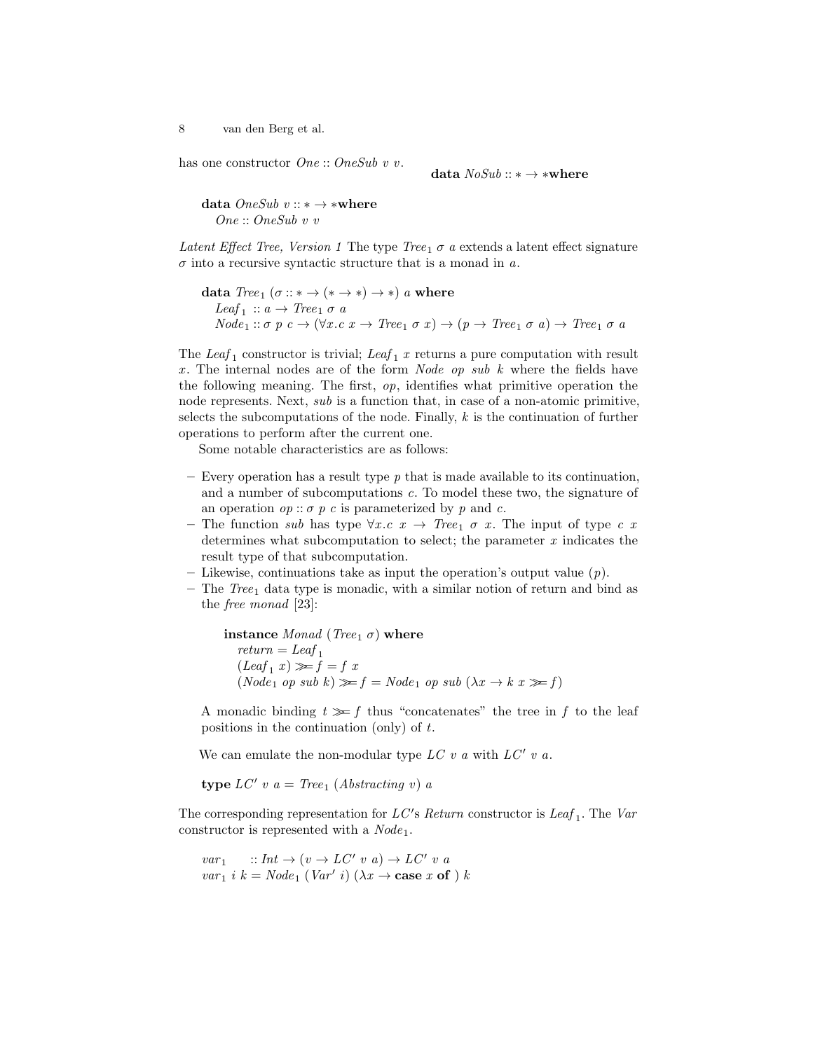has one constructor $One :: OneSub\ v\ v$.

```
data NoSub :: * → * where
```

```
data OneSub v :: * → * where
  One :: OneSub v v
```

*Latent Effect Tree, Version 1* The type $Tree_1\ \sigma\ a$ extends a latent effect signature $\sigma$ into a recursive syntactic structure that is a monad in $a$.

```
data Tree₁ (σ :: * → (* → *) → *) a where
  Leaf₁ :: a → Tree₁ σ a
  Node₁ :: σ p c → (∀x.c x → Tree₁ σ x) → (p → Tree₁ σ a) → Tree₁ σ a
```

The $Leaf_1$ constructor is trivial; $Leaf_1\ x$ returns a pure computation with result $x$. The internal nodes are of the form $Node\ op\ sub\ k$ where the fields have the following meaning. The first, $op$, identifies what primitive operation the node represents. Next, $sub$ is a function that, in case of a non-atomic primitive, selects the subcomputations of the node. Finally, $k$ is the continuation of further operations to perform after the current one.

Some notable characteristics are as follows:

- Every operation has a result type $p$ that is made available to its continuation, and a number of subcomputations $c$. To model these two, the signature of an operation $op :: \sigma\ p\ c$ is parameterized by $p$ and $c$.
- The function $sub$ has type $\forall x.c\ x \rightarrow Tree_1\ \sigma\ x$. The input of type $c\ x$ determines what subcomputation to select; the parameter $x$ indicates the result type of that subcomputation.
- Likewise, continuations take as input the operation's output value ($p$).
- The $Tree_1$ data type is monadic, with a similar notion of return and bind as the *free monad* [23]:

  ```
  instance Monad (Tree₁ σ) where
    return = Leaf₁
    (Leaf₁ x) >>= f = f x
    (Node₁ op sub k) >>= f = Node₁ op sub (λx → k x >>= f)
  ```

  A monadic binding $t \gg= f$ thus "concatenates" the tree in $f$ to the leaf positions in the continuation (only) of $t$.

We can emulate the non-modular type $LC\ v\ a$ with $LC'\ v\ a$.

```
type LC' v a = Tree₁ (Abstracting v) a
```

The corresponding representation for $LC'$s *Return* constructor is $Leaf_1$. The *Var* constructor is represented with a $Node_1$.

```
var₁     :: Int → (v → LC' v a) → LC' v a
var₁ i k = Node₁ (Var' i) (λx → case x of ) k
```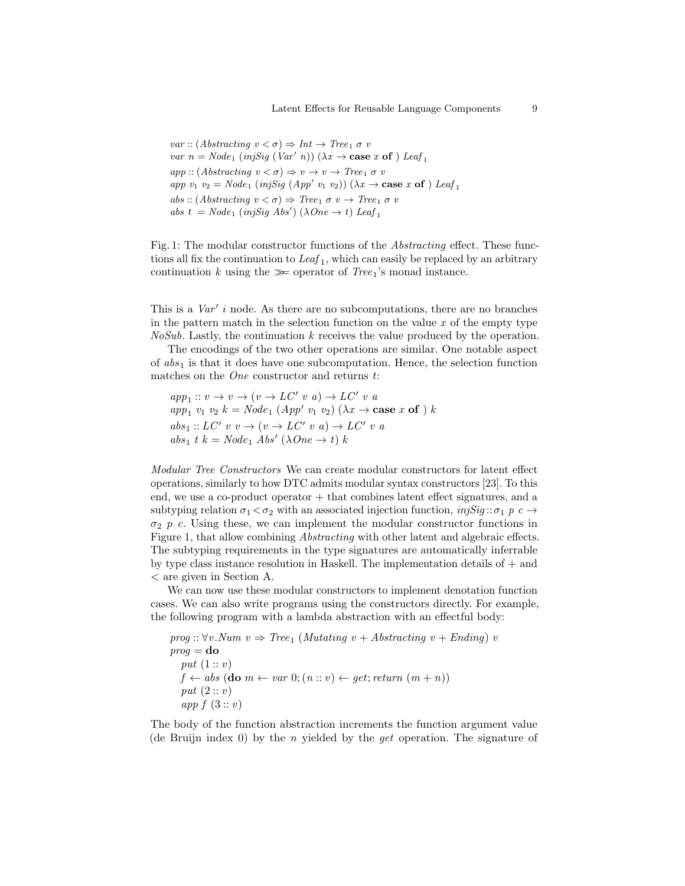```
var :: (Abstracting v < σ) ⇒ Int → Tree₁ σ v
var n = Node₁ (injSig (Var′ n)) (λx → case x of ) Leaf₁
app :: (Abstracting v < σ) ⇒ v → v → Tree₁ σ v
app v₁ v₂ = Node₁ (injSig (App′ v₁ v₂)) (λx → case x of ) Leaf₁
abs :: (Abstracting v < σ) ⇒ Tree₁ σ v → Tree₁ σ v
abs t  = Node₁ (injSig Abs′) (λOne → t) Leaf₁
```

Fig. 1: The modular constructor functions of the *Abstracting* effect. These functions all fix the continuation to $Leaf_1$, which can easily be replaced by an arbitrary continuation $k$ using the $\gg=$ operator of $Tree_1$'s monad instance.

This is a $Var'\ i$ node. As there are no subcomputations, there are no branches in the pattern match in the selection function on the value $x$ of the empty type *NoSub*. Lastly, the continuation $k$ receives the value produced by the operation.

The encodings of the two other operations are similar. One notable aspect of $abs_1$ is that it does have one subcomputation. Hence, the selection function matches on the *One* constructor and returns $t$:

```
app₁ :: v → v → (v → LC′ v a) → LC′ v a
app₁ v₁ v₂ k = Node₁ (App′ v₁ v₂) (λx → case x of ) k
abs₁ :: LC′ v v → (v → LC′ v a) → LC′ v a
abs₁ t k = Node₁ Abs′ (λOne → t) k
```

*Modular Tree Constructors* We can create modular constructors for latent effect operations, similarly to how DTC admits modular syntax constructors [23]. To this end, we use a co-product operator + that combines latent effect signatures, and a subtyping relation $\sigma_1 < \sigma_2$ with an associated injection function, $injSig :: \sigma_1\ p\ c \to \sigma_2\ p\ c$. Using these, we can implement the modular constructor functions in Figure 1, that allow combining *Abstracting* with other latent and algebraic effects. The subtyping requirements in the type signatures are automatically inferrable by type class instance resolution in Haskell. The implementation details of + and < are given in Section A.

We can now use these modular constructors to implement denotation function cases. We can also write programs using the constructors directly. For example, the following program with a lambda abstraction with an effectful body:

```
prog :: ∀v.Num v ⇒ Tree₁ (Mutating v + Abstracting v + Ending) v
prog = do
  put (1 :: v)
  f ← abs (do m ← var 0; (n :: v) ← get; return (m + n))
  put (2 :: v)
  app f (3 :: v)
```

The body of the function abstraction increments the function argument value (de Bruijn index 0) by the $n$ yielded by the *get* operation. The signature of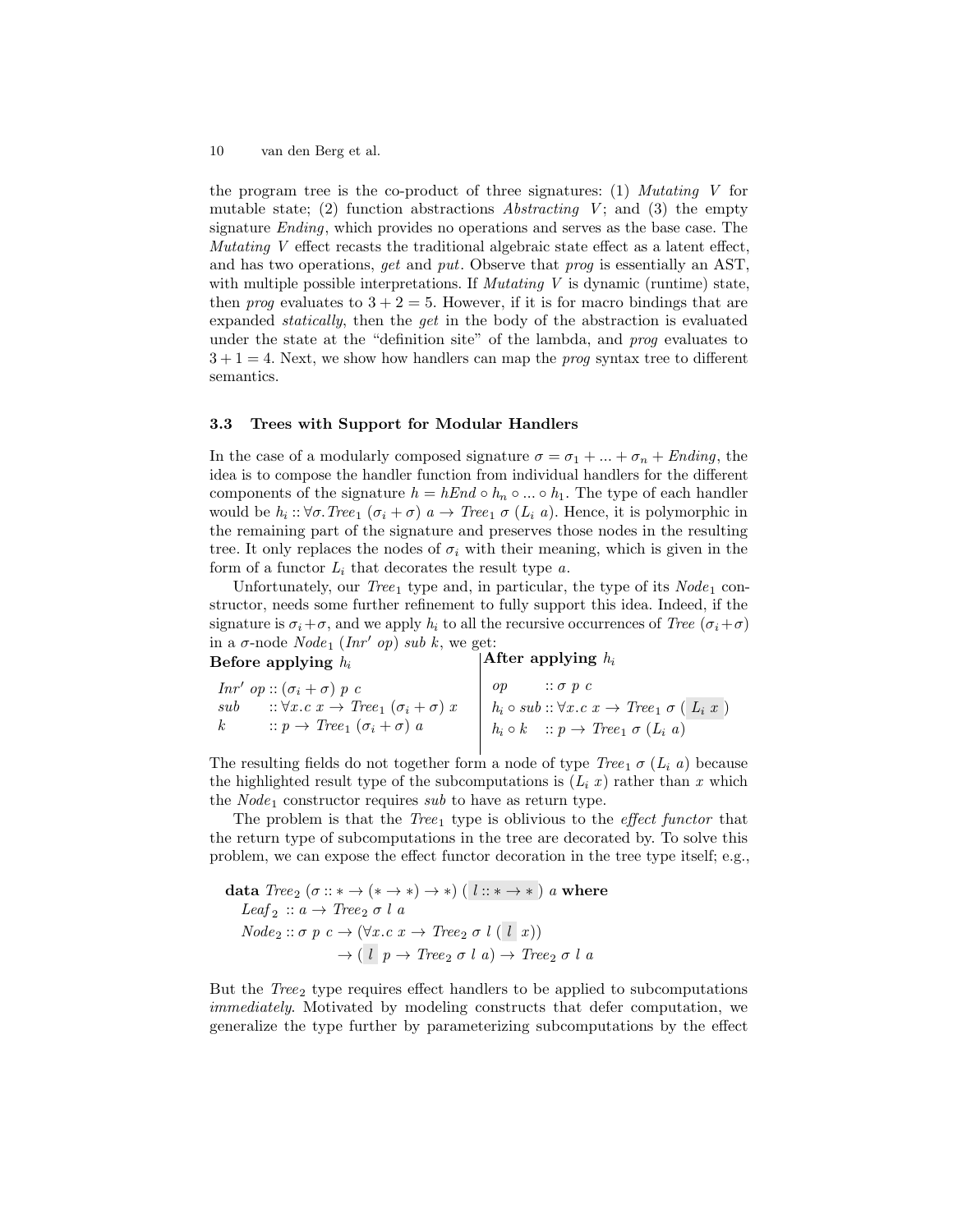the program tree is the co-product of three signatures: (1) *Mutating V* for mutable state; (2) function abstractions *Abstracting V*; and (3) the empty signature *Ending*, which provides no operations and serves as the base case. The *Mutating V* effect recasts the traditional algebraic state effect as a latent effect, and has two operations, *get* and *put*. Observe that *prog* is essentially an AST, with multiple possible interpretations. If *Mutating V* is dynamic (runtime) state, then *prog* evaluates to $3 + 2 = 5$. However, if it is for macro bindings that are expanded *statically*, then the *get* in the body of the abstraction is evaluated under the state at the "definition site" of the lambda, and *prog* evaluates to $3 + 1 = 4$. Next, we show how handlers can map the *prog* syntax tree to different semantics.

### 3.3 Trees with Support for Modular Handlers

In the case of a modularly composed signature $\sigma = \sigma_1 + ... + \sigma_n + \mathit{Ending}$, the idea is to compose the handler function from individual handlers for the different components of the signature $h = \mathit{hEnd} \circ h_n \circ ... \circ h_1$. The type of each handler would be $h_i :: \forall \sigma. \mathit{Tree}_1\ (\sigma_i + \sigma)\ a \rightarrow \mathit{Tree}_1\ \sigma\ (L_i\ a)$. Hence, it is polymorphic in the remaining part of the signature and preserves those nodes in the resulting tree. It only replaces the nodes of $\sigma_i$ with their meaning, which is given in the form of a functor $L_i$ that decorates the result type $a$.

Unfortunately, our $\mathit{Tree}_1$ type and, in particular, the type of its $\mathit{Node}_1$ constructor, needs some further refinement to fully support this idea. Indeed, if the signature is $\sigma_i + \sigma$, and we apply $h_i$ to all the recursive occurrences of $\mathit{Tree}\ (\sigma_i + \sigma)$ in a $\sigma$-node $\mathit{Node}_1\ (\mathit{Inr}'\ op)\ sub\ k$, we get:

| **Before applying $h_i$** | **After applying $h_i$** |
|---|---|
| $\mathit{Inr}'\ op :: (\sigma_i + \sigma)\ p\ c$ | $op :: \sigma\ p\ c$ |
| $sub :: \forall x.c\ x \rightarrow \mathit{Tree}_1\ (\sigma_i + \sigma)\ x$ | $h_i \circ sub :: \forall x.c\ x \rightarrow \mathit{Tree}_1\ \sigma\ (L_i\ x)$ |
| $k :: p \rightarrow \mathit{Tree}_1\ (\sigma_i + \sigma)\ a$ | $h_i \circ k :: p \rightarrow \mathit{Tree}_1\ \sigma\ (L_i\ a)$ |

The resulting fields do not together form a node of type $\mathit{Tree}_1\ \sigma\ (L_i\ a)$ because the highlighted result type of the subcomputations is $(L_i\ x)$ rather than $x$ which the $\mathit{Node}_1$ constructor requires *sub* to have as return type.

The problem is that the $\mathit{Tree}_1$ type is oblivious to the *effect functor* that the return type of subcomputations in the tree are decorated by. To solve this problem, we can expose the effect functor decoration in the tree type itself; e.g.,

$$
\begin{aligned}
&\textbf{data}\ \mathit{Tree}_2\ (\sigma :: * \rightarrow (* \rightarrow *) \rightarrow *)\ (\,l :: * \rightarrow *\,)\ a\ \textbf{where} \\
&\quad \mathit{Leaf}_2\ :: a \rightarrow \mathit{Tree}_2\ \sigma\ l\ a \\
&\quad \mathit{Node}_2 :: \sigma\ p\ c \rightarrow (\forall x.c\ x \rightarrow \mathit{Tree}_2\ \sigma\ l\ (\,l\ \ x)) \\
&\qquad\qquad\qquad \rightarrow (\,l\ \ p \rightarrow \mathit{Tree}_2\ \sigma\ l\ a) \rightarrow \mathit{Tree}_2\ \sigma\ l\ a
\end{aligned}
$$

But the $\mathit{Tree}_2$ type requires effect handlers to be applied to subcomputations *immediately*. Motivated by modeling constructs that defer computation, we generalize the type further by parameterizing subcomputations by the effect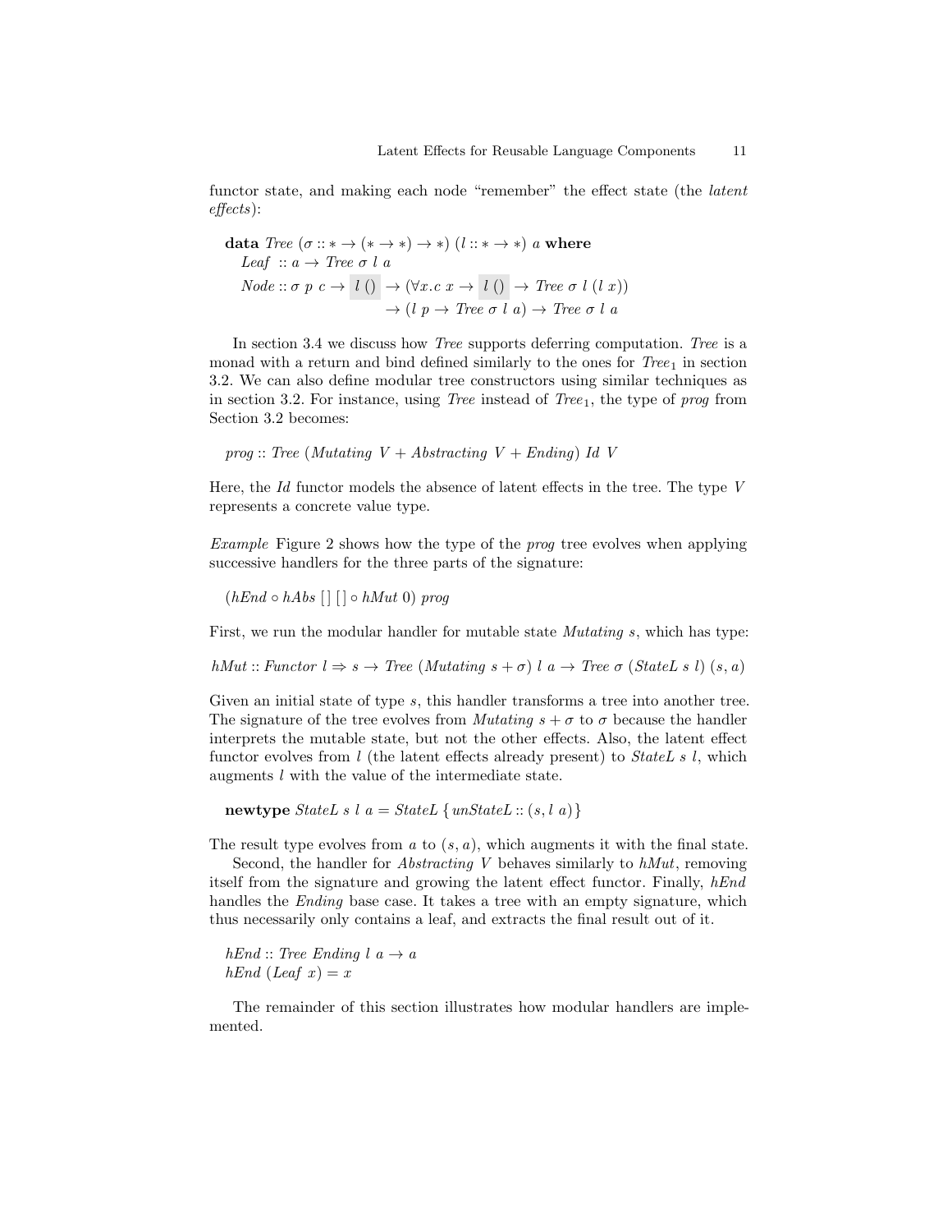functor state, and making each node "remember" the effect state (the *latent effects*):

$$
\begin{aligned}
&\textbf{data}\ \mathit{Tree}\ (\sigma :: * \to (* \to *) \to *)\ (l :: * \to *)\ a\ \textbf{where} \\
&\quad \mathit{Leaf}\ :: a \to \mathit{Tree}\ \sigma\ l\ a \\
&\quad \mathit{Node} :: \sigma\ p\ c \to \boxed{l\ ()} \to (\forall x.c\ x \to \boxed{l\ ()} \to \mathit{Tree}\ \sigma\ l\ (l\ x)) \\
&\qquad\qquad\qquad\qquad \to (l\ p \to \mathit{Tree}\ \sigma\ l\ a) \to \mathit{Tree}\ \sigma\ l\ a
\end{aligned}
$$

In section 3.4 we discuss how *Tree* supports deferring computation. *Tree* is a monad with a return and bind defined similarly to the ones for $\mathit{Tree}_1$ in section 3.2. We can also define modular tree constructors using similar techniques as in section 3.2. For instance, using *Tree* instead of $\mathit{Tree}_1$, the type of *prog* from Section 3.2 becomes:

$$\mathit{prog} :: \mathit{Tree}\ (\mathit{Mutating}\ V + \mathit{Abstracting}\ V + \mathit{Ending})\ \mathit{Id}\ V$$

Here, the *Id* functor models the absence of latent effects in the tree. The type $V$ represents a concrete value type.

*Example* Figure 2 shows how the type of the *prog* tree evolves when applying successive handlers for the three parts of the signature:

$$(\mathit{hEnd} \circ \mathit{hAbs}\ [\,]\ [\,] \circ \mathit{hMut}\ 0)\ \mathit{prog}$$

First, we run the modular handler for mutable state *Mutating s*, which has type:

$$\mathit{hMut} :: \mathit{Functor}\ l \Rightarrow s \to \mathit{Tree}\ (\mathit{Mutating}\ s + \sigma)\ l\ a \to \mathit{Tree}\ \sigma\ (\mathit{StateL}\ s\ l)\ (s, a)$$

Given an initial state of type $s$, this handler transforms a tree into another tree. The signature of the tree evolves from $\mathit{Mutating}\ s + \sigma$ to $\sigma$ because the handler interprets the mutable state, but not the other effects. Also, the latent effect functor evolves from $l$ (the latent effects already present) to $\mathit{StateL}\ s\ l$, which augments $l$ with the value of the intermediate state.

$$\textbf{newtype}\ \mathit{StateL}\ s\ l\ a = \mathit{StateL}\ \{\mathit{unStateL} :: (s, l\ a)\}$$

The result type evolves from $a$ to $(s, a)$, which augments it with the final state.

Second, the handler for *Abstracting V* behaves similarly to *hMut*, removing itself from the signature and growing the latent effect functor. Finally, *hEnd* handles the *Ending* base case. It takes a tree with an empty signature, which thus necessarily only contains a leaf, and extracts the final result out of it.

$$
\begin{aligned}
&\mathit{hEnd} :: \mathit{Tree}\ \mathit{Ending}\ l\ a \to a \\
&\mathit{hEnd}\ (\mathit{Leaf}\ x) = x
\end{aligned}
$$

The remainder of this section illustrates how modular handlers are implemented.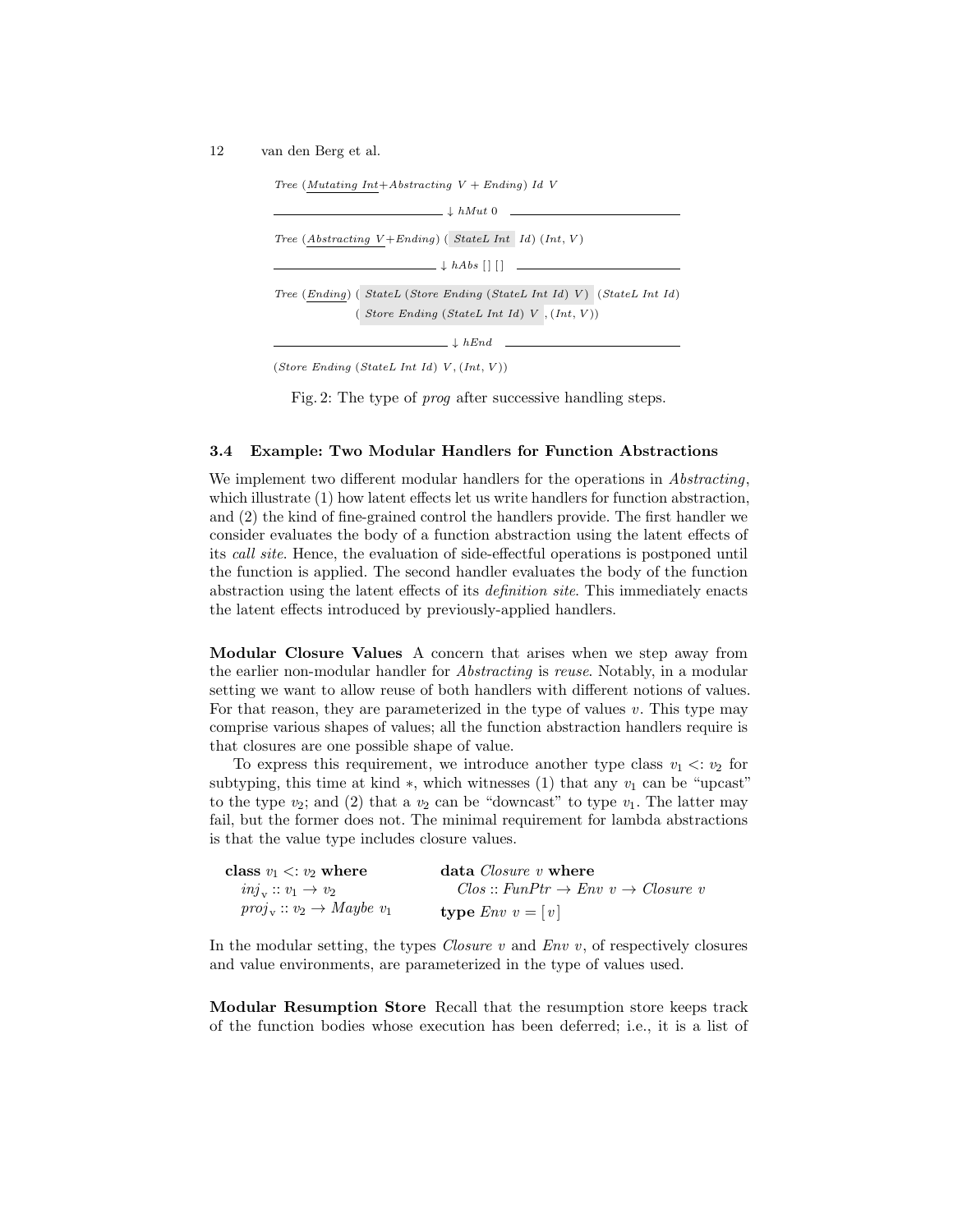```
Tree (Mutating Int + Abstracting V + Ending) Id V

        ↓ hMut 0

Tree (Abstracting V + Ending) (StateL Int Id) (Int, V)

        ↓ hAbs [] []

Tree (Ending) (StateL (Store Ending (StateL Int Id) V) (StateL Int Id)
              (Store Ending (StateL Int Id) V, (Int, V))

        ↓ hEnd

(Store Ending (StateL Int Id) V, (Int, V))
```

Fig. 2: The type of *prog* after successive handling steps.

### 3.4 Example: Two Modular Handlers for Function Abstractions

We implement two different modular handlers for the operations in *Abstracting*, which illustrate (1) how latent effects let us write handlers for function abstraction, and (2) the kind of fine-grained control the handlers provide. The first handler we consider evaluates the body of a function abstraction using the latent effects of its *call site*. Hence, the evaluation of side-effectful operations is postponed until the function is applied. The second handler evaluates the body of the function abstraction using the latent effects of its *definition site*. This immediately enacts the latent effects introduced by previously-applied handlers.

**Modular Closure Values** A concern that arises when we step away from the earlier non-modular handler for *Abstracting* is *reuse*. Notably, in a modular setting we want to allow reuse of both handlers with different notions of values. For that reason, they are parameterized in the type of values $v$. This type may comprise various shapes of values; all the function abstraction handlers require is that closures are one possible shape of value.

To express this requirement, we introduce another type class $v_1 <: v_2$ for subtyping, this time at kind $*$, which witnesses (1) that any $v_1$ can be "upcast" to the type $v_2$; and (2) that a $v_2$ can be "downcast" to type $v_1$. The latter may fail, but the former does not. The minimal requirement for lambda abstractions is that the value type includes closure values.

```
class v1 <: v2 where
  inj_v  :: v1 -> v2
  proj_v :: v2 -> Maybe v1

data Closure v where
  Clos :: FunPtr -> Env v -> Closure v
type Env v = [v]
```

In the modular setting, the types *Closure v* and *Env v*, of respectively closures and value environments, are parameterized in the type of values used.

**Modular Resumption Store** Recall that the resumption store keeps track of the function bodies whose execution has been deferred; i.e., it is a list of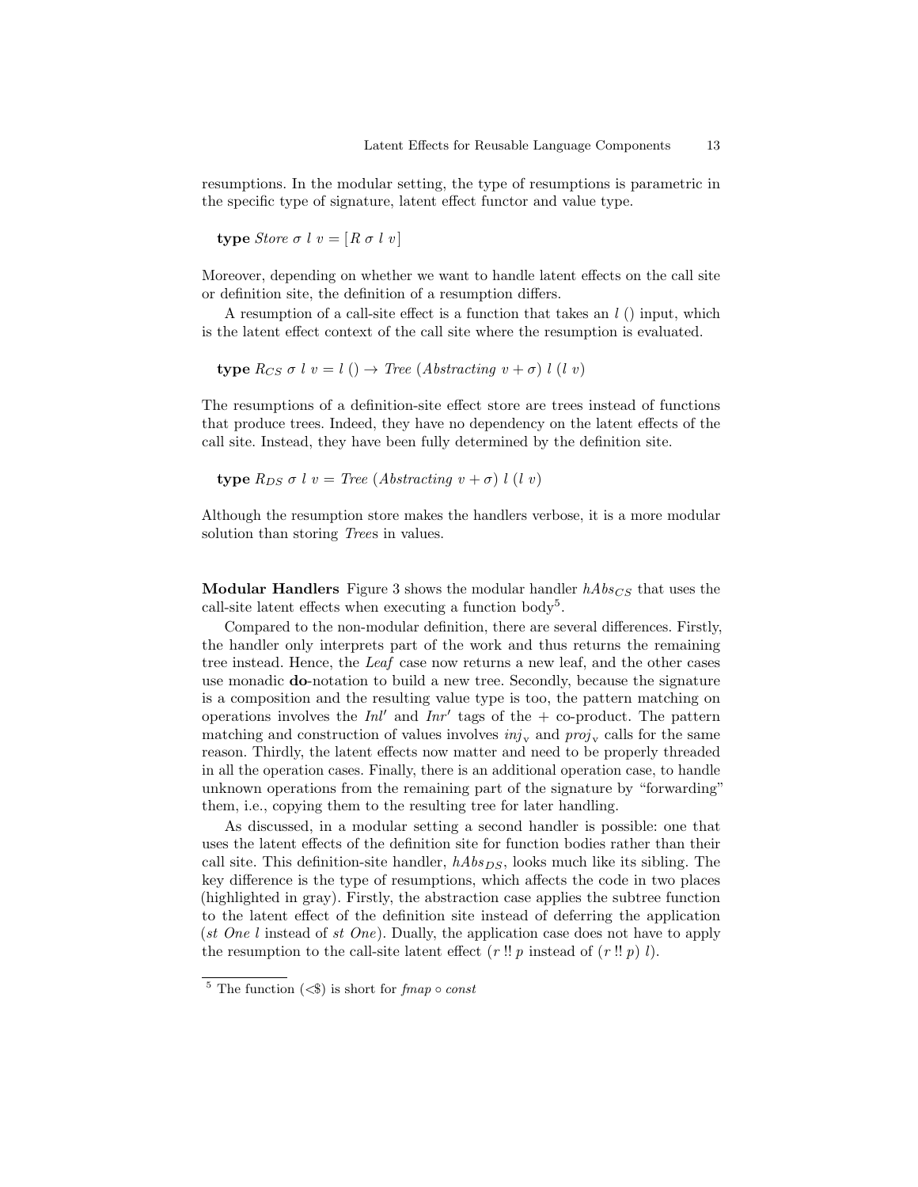resumptions. In the modular setting, the type of resumptions is parametric in the specific type of signature, latent effect functor and value type.

$$\textbf{type}\ \mathit{Store}\ \sigma\ l\ v = [R\ \sigma\ l\ v]$$

Moreover, depending on whether we want to handle latent effects on the call site or definition site, the definition of a resumption differs.

A resumption of a call-site effect is a function that takes an $l\ ()$ input, which is the latent effect context of the call site where the resumption is evaluated.

$$\textbf{type}\ R_{CS}\ \sigma\ l\ v = l\ () \rightarrow \mathit{Tree}\ (\mathit{Abstracting}\ v + \sigma)\ l\ (l\ v)$$

The resumptions of a definition-site effect store are trees instead of functions that produce trees. Indeed, they have no dependency on the latent effects of the call site. Instead, they have been fully determined by the definition site.

$$\textbf{type}\ R_{DS}\ \sigma\ l\ v = \mathit{Tree}\ (\mathit{Abstracting}\ v + \sigma)\ l\ (l\ v)$$

Although the resumption store makes the handlers verbose, it is a more modular solution than storing *Tree*s in values.

**Modular Handlers** Figure 3 shows the modular handler $hAbs_{CS}$ that uses the call-site latent effects when executing a function body[5].

Compared to the non-modular definition, there are several differences. Firstly, the handler only interprets part of the work and thus returns the remaining tree instead. Hence, the *Leaf* case now returns a new leaf, and the other cases use monadic **do**-notation to build a new tree. Secondly, because the signature is a composition and the resulting value type is too, the pattern matching on operations involves the $Inl'$ and $Inr'$ tags of the + co-product. The pattern matching and construction of values involves $inj_{\mathrm{v}}$ and $proj_{\mathrm{v}}$ calls for the same reason. Thirdly, the latent effects now matter and need to be properly threaded in all the operation cases. Finally, there is an additional operation case, to handle unknown operations from the remaining part of the signature by "forwarding" them, i.e., copying them to the resulting tree for later handling.

As discussed, in a modular setting a second handler is possible: one that uses the latent effects of the definition site for function bodies rather than their call site. This definition-site handler, $hAbs_{DS}$, looks much like its sibling. The key difference is the type of resumptions, which affects the code in two places (highlighted in gray). Firstly, the abstraction case applies the subtree function to the latent effect of the definition site instead of deferring the application ($st\ One\ l$ instead of $st\ One$). Dually, the application case does not have to apply the resumption to the call-site latent effect ($r\ !!\ p$ instead of $(r\ !!\ p)\ l$).

---

[5] The function $(<\$)$ is short for $fmap \circ const$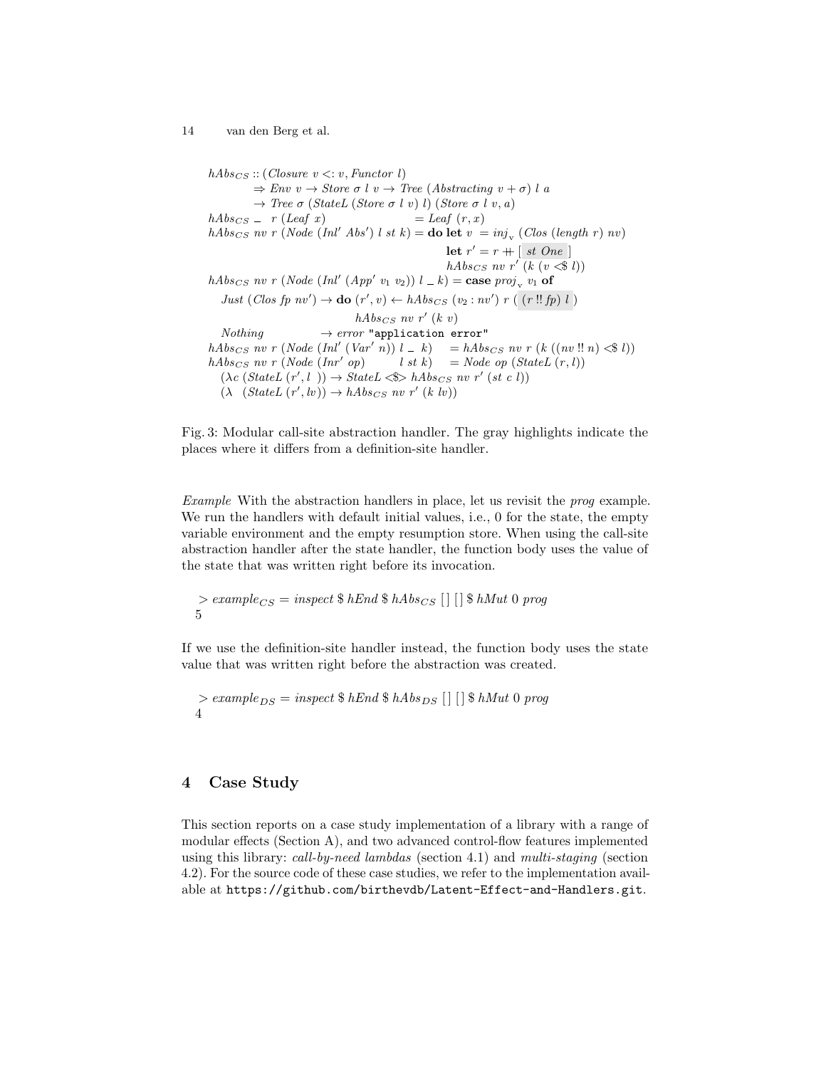```
hAbs_CS :: (Closure v <: v, Functor l)
        ⇒ Env v → Store σ l v → Tree (Abstracting v + σ) l a
        → Tree σ (StateL (Store σ l v) l) (Store σ l v, a)
hAbs_CS _  r (Leaf x)                = Leaf (r, x)
hAbs_CS nv r (Node (Inl' Abs') l st k) = do let v  = inj_v (Clos (length r) nv)
                                            let r' = r ++ [ st One ]
                                            hAbs_CS nv r' (k (v <$ l))
hAbs_CS nv r (Node (Inl' (App' v1 v2)) l _ k) = case proj_v v1 of
  Just (Clos fp nv') → do (r', v) ← hAbs_CS (v2 : nv') r ( (r !! fp) l )
                          hAbs_CS nv r' (k v)
  Nothing            → error "application error"
hAbs_CS nv r (Node (Inl' (Var' n)) l _ k)  = hAbs_CS nv r (k ((nv !! n) <$ l))
hAbs_CS nv r (Node (Inr' op)       l st k) = Node op (StateL (r, l))
  (λc (StateL (r', l )) → StateL <$> hAbs_CS nv r' (st c l))
  (λ  (StateL (r', lv)) → hAbs_CS nv r' (k lv))
```

Fig. 3: Modular call-site abstraction handler. The gray highlights indicate the places where it differs from a definition-site handler.

*Example* With the abstraction handlers in place, let us revisit the *prog* example. We run the handlers with default initial values, i.e., 0 for the state, the empty variable environment and the empty resumption store. When using the call-site abstraction handler after the state handler, the function body uses the value of the state that was written right before its invocation.

```
> example_CS = inspect $ hEnd $ hAbs_CS [] [] $ hMut 0 prog
5
```

If we use the definition-site handler instead, the function body uses the state value that was written right before the abstraction was created.

```
> example_DS = inspect $ hEnd $ hAbs_DS [] [] $ hMut 0 prog
4
```

## 4 Case Study

This section reports on a case study implementation of a library with a range of modular effects (Section A), and two advanced control-flow features implemented using this library: *call-by-need lambdas* (section 4.1) and *multi-staging* (section 4.2). For the source code of these case studies, we refer to the implementation available at `https://github.com/birthevdb/Latent-Effect-and-Handlers.git`.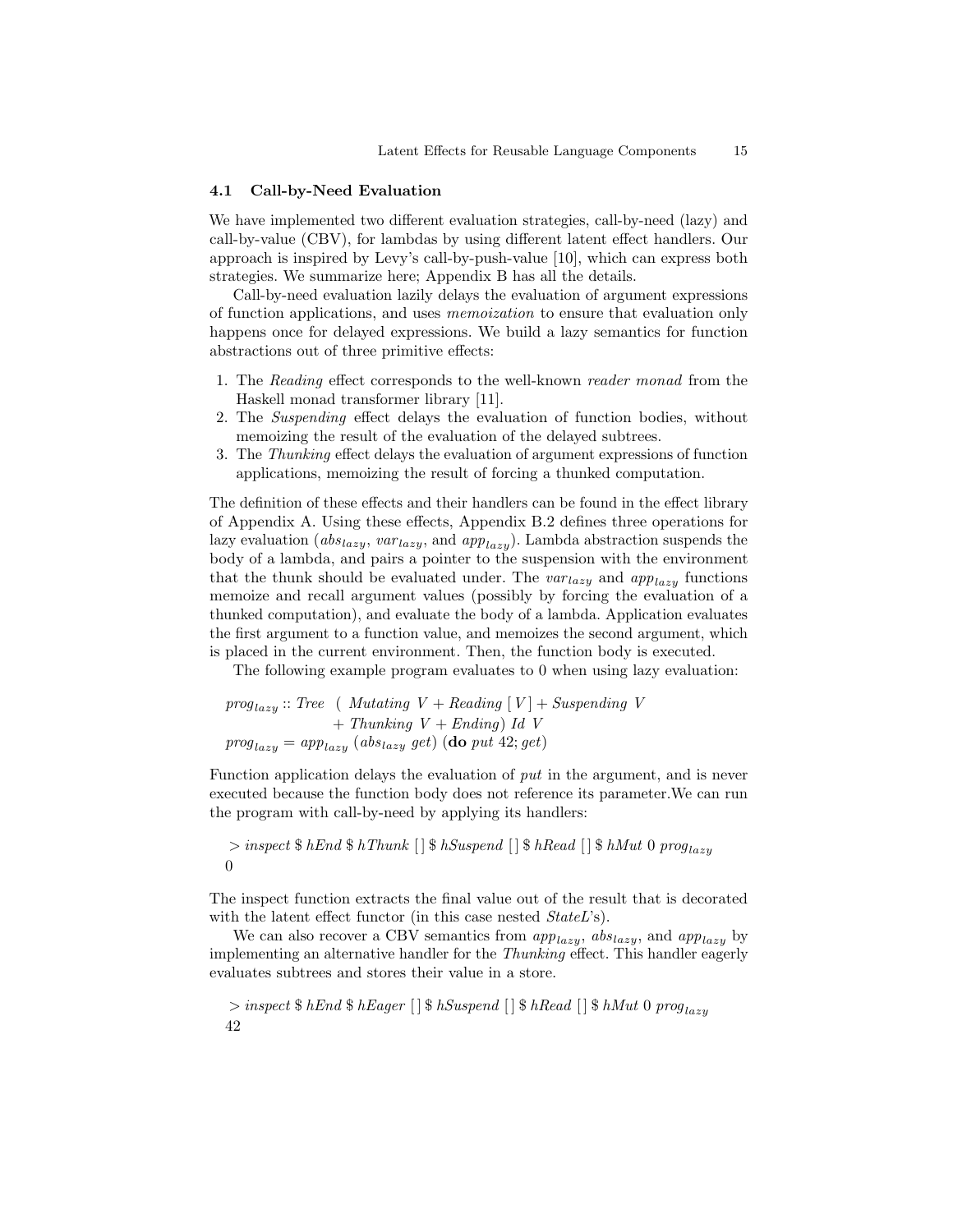### 4.1 Call-by-Need Evaluation

We have implemented two different evaluation strategies, call-by-need (lazy) and call-by-value (CBV), for lambdas by using different latent effect handlers. Our approach is inspired by Levy's call-by-push-value [10], which can express both strategies. We summarize here; Appendix B has all the details.

Call-by-need evaluation lazily delays the evaluation of argument expressions of function applications, and uses *memoization* to ensure that evaluation only happens once for delayed expressions. We build a lazy semantics for function abstractions out of three primitive effects:

1. The *Reading* effect corresponds to the well-known *reader monad* from the Haskell monad transformer library [11].
2. The *Suspending* effect delays the evaluation of function bodies, without memoizing the result of the evaluation of the delayed subtrees.
3. The *Thunking* effect delays the evaluation of argument expressions of function applications, memoizing the result of forcing a thunked computation.

The definition of these effects and their handlers can be found in the effect library of Appendix A. Using these effects, Appendix B.2 defines three operations for lazy evaluation ($abs_{lazy}$, $var_{lazy}$, and $app_{lazy}$). Lambda abstraction suspends the body of a lambda, and pairs a pointer to the suspension with the environment that the thunk should be evaluated under. The $var_{lazy}$ and $app_{lazy}$ functions memoize and recall argument values (possibly by forcing the evaluation of a thunked computation), and evaluate the body of a lambda. Application evaluates the first argument to a function value, and memoizes the second argument, which is placed in the current environment. Then, the function body is executed.

The following example program evaluates to 0 when using lazy evaluation:

```
prog_lazy :: Tree  ( Mutating V + Reading [V] + Suspending V
                   + Thunking V + Ending) Id V
prog_lazy = app_lazy (abs_lazy get) (do put 42; get)
```

Function application delays the evaluation of *put* in the argument, and is never executed because the function body does not reference its parameter.We can run the program with call-by-need by applying its handlers:

```
> inspect $ hEnd $ hThunk [] $ hSuspend [] $ hRead [] $ hMut 0 prog_lazy
0
```

The inspect function extracts the final value out of the result that is decorated with the latent effect functor (in this case nested *StateL*'s).

We can also recover a CBV semantics from $app_{lazy}$, $abs_{lazy}$, and $app_{lazy}$ by implementing an alternative handler for the *Thunking* effect. This handler eagerly evaluates subtrees and stores their value in a store.

```
> inspect $ hEnd $ hEager [] $ hSuspend [] $ hRead [] $ hMut 0 prog_lazy
42
```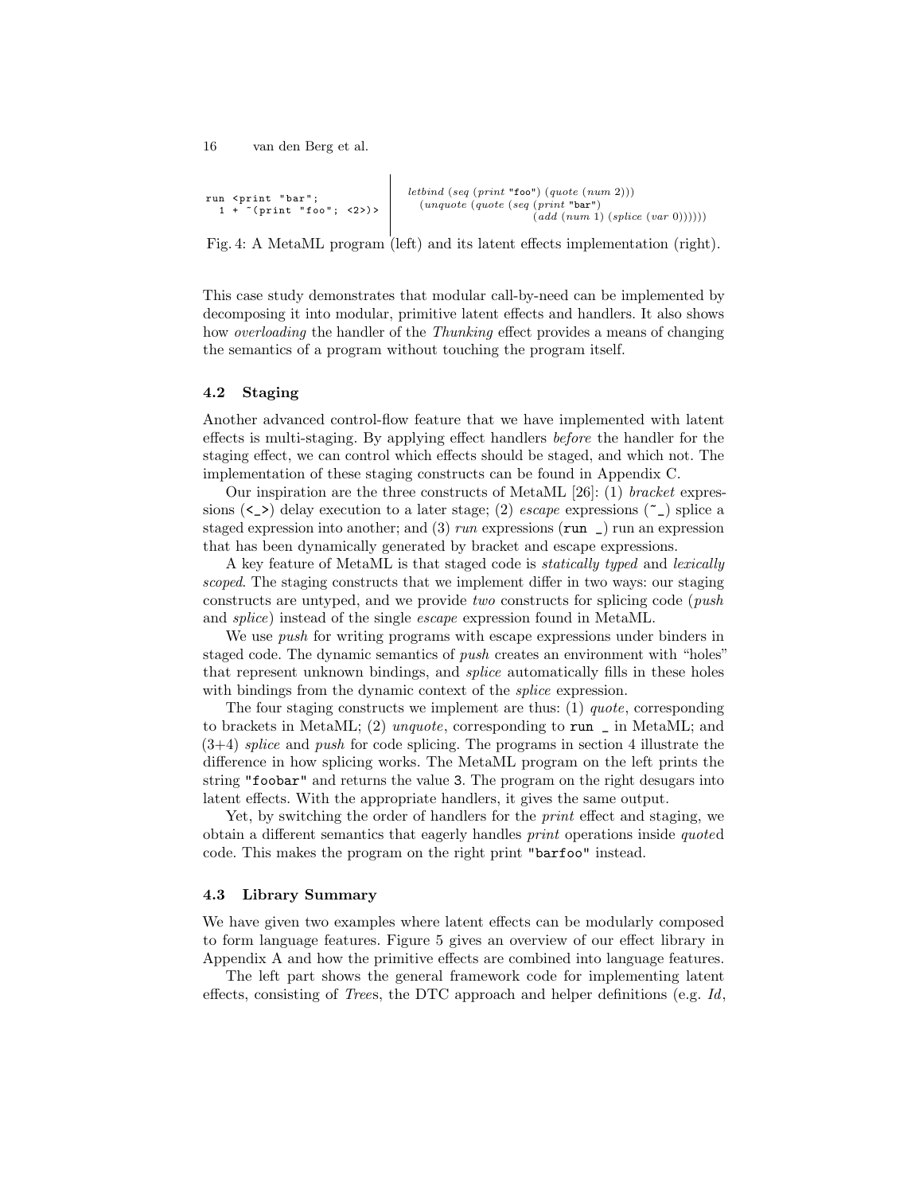```
run <print "bar";
  1 + ~(print "foo"; <2>)>
```

```
letbind (seq (print "foo") (quote (num 2)))
  (unquote (quote (seq (print "bar")
                       (add (num 1) (splice (var 0))))))
```

Fig. 4: A MetaML program (left) and its latent effects implementation (right).

This case study demonstrates that modular call-by-need can be implemented by decomposing it into modular, primitive latent effects and handlers. It also shows how *overloading* the handler of the *Thunking* effect provides a means of changing the semantics of a program without touching the program itself.

### 4.2 Staging

Another advanced control-flow feature that we have implemented with latent effects is multi-staging. By applying effect handlers *before* the handler for the staging effect, we can control which effects should be staged, and which not. The implementation of these staging constructs can be found in Appendix C.

Our inspiration are the three constructs of MetaML [26]: (1) *bracket* expressions (`<_>`) delay execution to a later stage; (2) *escape* expressions (`~_`) splice a staged expression into another; and (3) *run* expressions (`run _`) run an expression that has been dynamically generated by bracket and escape expressions.

A key feature of MetaML is that staged code is *statically typed* and *lexically scoped*. The staging constructs that we implement differ in two ways: our staging constructs are untyped, and we provide *two* constructs for splicing code (*push* and *splice*) instead of the single *escape* expression found in MetaML.

We use *push* for writing programs with escape expressions under binders in staged code. The dynamic semantics of *push* creates an environment with "holes" that represent unknown bindings, and *splice* automatically fills in these holes with bindings from the dynamic context of the *splice* expression.

The four staging constructs we implement are thus: (1) *quote*, corresponding to brackets in MetaML; (2) *unquote*, corresponding to `run _` in MetaML; and (3+4) *splice* and *push* for code splicing. The programs in section 4 illustrate the difference in how splicing works. The MetaML program on the left prints the string `"foobar"` and returns the value `3`. The program on the right desugars into latent effects. With the appropriate handlers, it gives the same output.

Yet, by switching the order of handlers for the *print* effect and staging, we obtain a different semantics that eagerly handles *print* operations inside *quote*d code. This makes the program on the right print `"barfoo"` instead.

### 4.3 Library Summary

We have given two examples where latent effects can be modularly composed to form language features. Figure 5 gives an overview of our effect library in Appendix A and how the primitive effects are combined into language features.

The left part shows the general framework code for implementing latent effects, consisting of *Tree*s, the DTC approach and helper definitions (e.g. *Id*,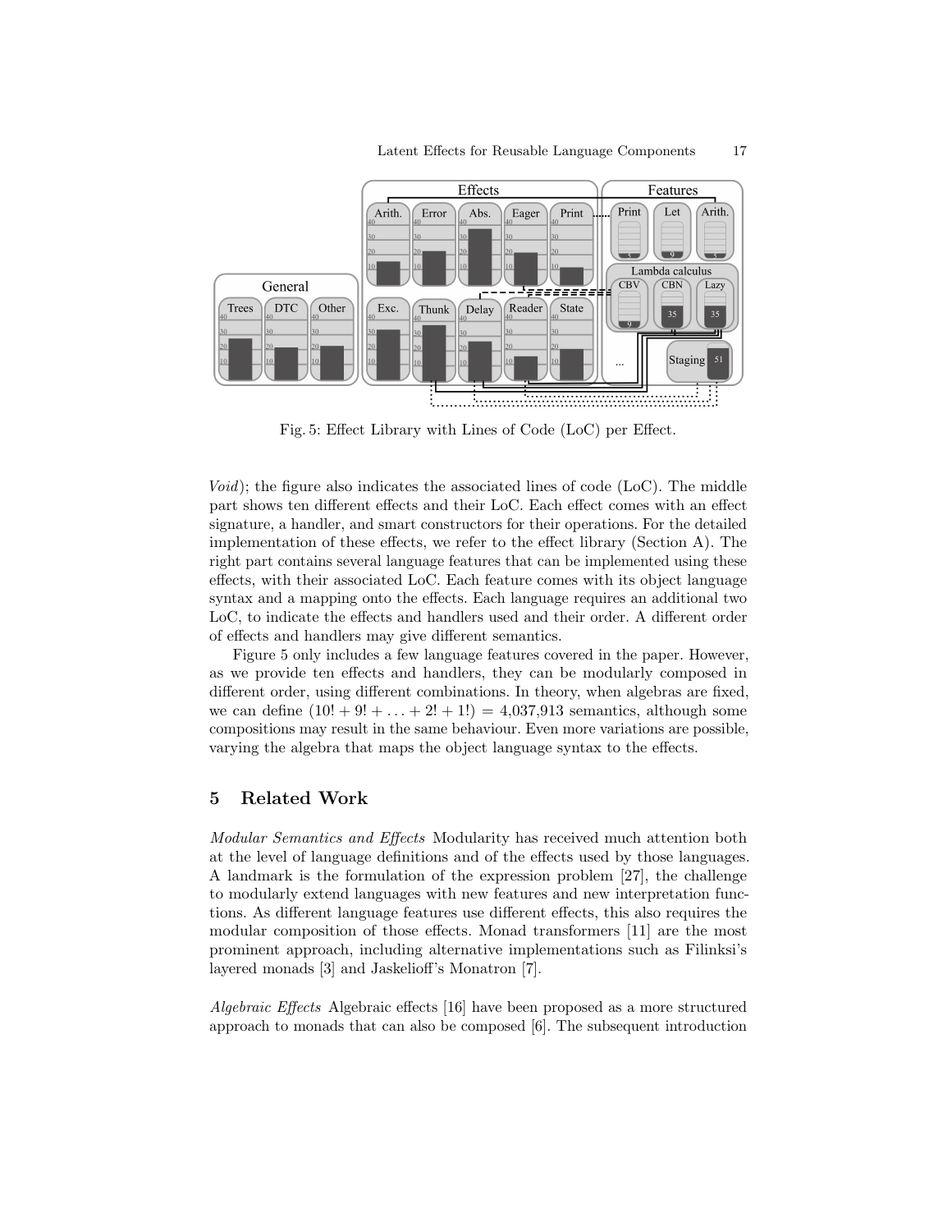Fig. 5: Effect Library with Lines of Code (LoC) per Effect.

*Void*); the figure also indicates the associated lines of code (LoC). The middle part shows ten different effects and their LoC. Each effect comes with an effect signature, a handler, and smart constructors for their operations. For the detailed implementation of these effects, we refer to the effect library (Section A). The right part contains several language features that can be implemented using these effects, with their associated LoC. Each feature comes with its object language syntax and a mapping onto the effects. Each language requires an additional two LoC, to indicate the effects and handlers used and their order. A different order of effects and handlers may give different semantics.

Figure 5 only includes a few language features covered in the paper. However, as we provide ten effects and handlers, they can be modularly composed in different order, using different combinations. In theory, when algebras are fixed, we can define $(10! + 9! + \ldots + 2! + 1!) = 4{,}037{,}913$ semantics, although some compositions may result in the same behaviour. Even more variations are possible, varying the algebra that maps the object language syntax to the effects.

## 5 Related Work

*Modular Semantics and Effects* Modularity has received much attention both at the level of language definitions and of the effects used by those languages. A landmark is the formulation of the expression problem [27], the challenge to modularly extend languages with new features and new interpretation functions. As different language features use different effects, this also requires the modular composition of those effects. Monad transformers [11] are the most prominent approach, including alternative implementations such as Filinksi's layered monads [3] and Jaskelioff's Monatron [7].

*Algebraic Effects* Algebraic effects [16] have been proposed as a more structured approach to monads that can also be composed [6]. The subsequent introduction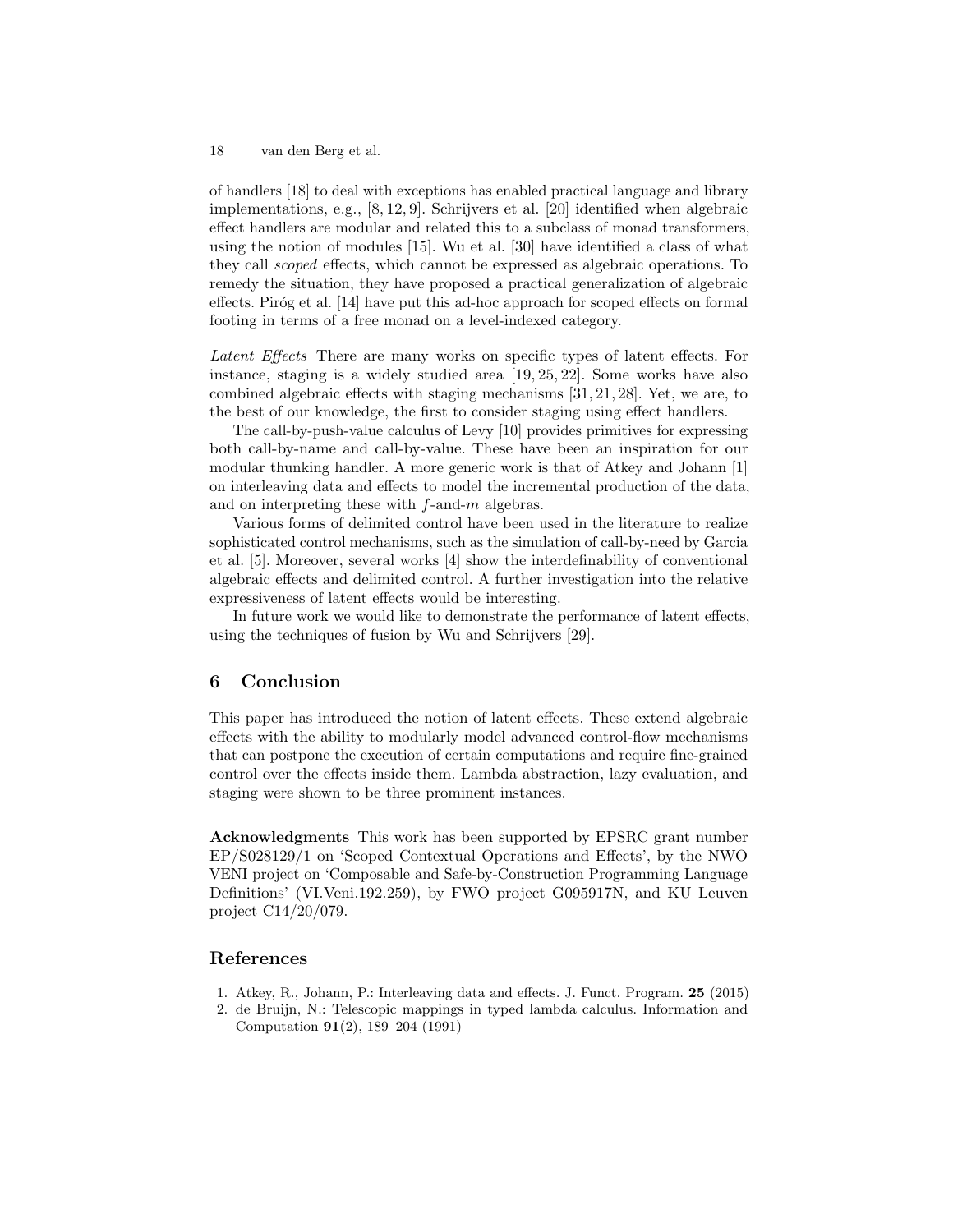of handlers [18] to deal with exceptions has enabled practical language and library implementations, e.g., [8, 12, 9]. Schrijvers et al. [20] identified when algebraic effect handlers are modular and related this to a subclass of monad transformers, using the notion of modules [15]. Wu et al. [30] have identified a class of what they call *scoped* effects, which cannot be expressed as algebraic operations. To remedy the situation, they have proposed a practical generalization of algebraic effects. Piróg et al. [14] have put this ad-hoc approach for scoped effects on formal footing in terms of a free monad on a level-indexed category.

*Latent Effects* There are many works on specific types of latent effects. For instance, staging is a widely studied area [19, 25, 22]. Some works have also combined algebraic effects with staging mechanisms [31, 21, 28]. Yet, we are, to the best of our knowledge, the first to consider staging using effect handlers.

The call-by-push-value calculus of Levy [10] provides primitives for expressing both call-by-name and call-by-value. These have been an inspiration for our modular thunking handler. A more generic work is that of Atkey and Johann [1] on interleaving data and effects to model the incremental production of the data, and on interpreting these with $f$-and-$m$ algebras.

Various forms of delimited control have been used in the literature to realize sophisticated control mechanisms, such as the simulation of call-by-need by Garcia et al. [5]. Moreover, several works [4] show the interdefinability of conventional algebraic effects and delimited control. A further investigation into the relative expressiveness of latent effects would be interesting.

In future work we would like to demonstrate the performance of latent effects, using the techniques of fusion by Wu and Schrijvers [29].

## 6 Conclusion

This paper has introduced the notion of latent effects. These extend algebraic effects with the ability to modularly model advanced control-flow mechanisms that can postpone the execution of certain computations and require fine-grained control over the effects inside them. Lambda abstraction, lazy evaluation, and staging were shown to be three prominent instances.

**Acknowledgments** This work has been supported by EPSRC grant number EP/S028129/1 on 'Scoped Contextual Operations and Effects', by the NWO VENI project on 'Composable and Safe-by-Construction Programming Language Definitions' (VI.Veni.192.259), by FWO project G095917N, and KU Leuven project C14/20/079.

## References

1. Atkey, R., Johann, P.: Interleaving data and effects. J. Funct. Program. **25** (2015)
2. de Bruijn, N.: Telescopic mappings in typed lambda calculus. Information and Computation **91**(2), 189–204 (1991)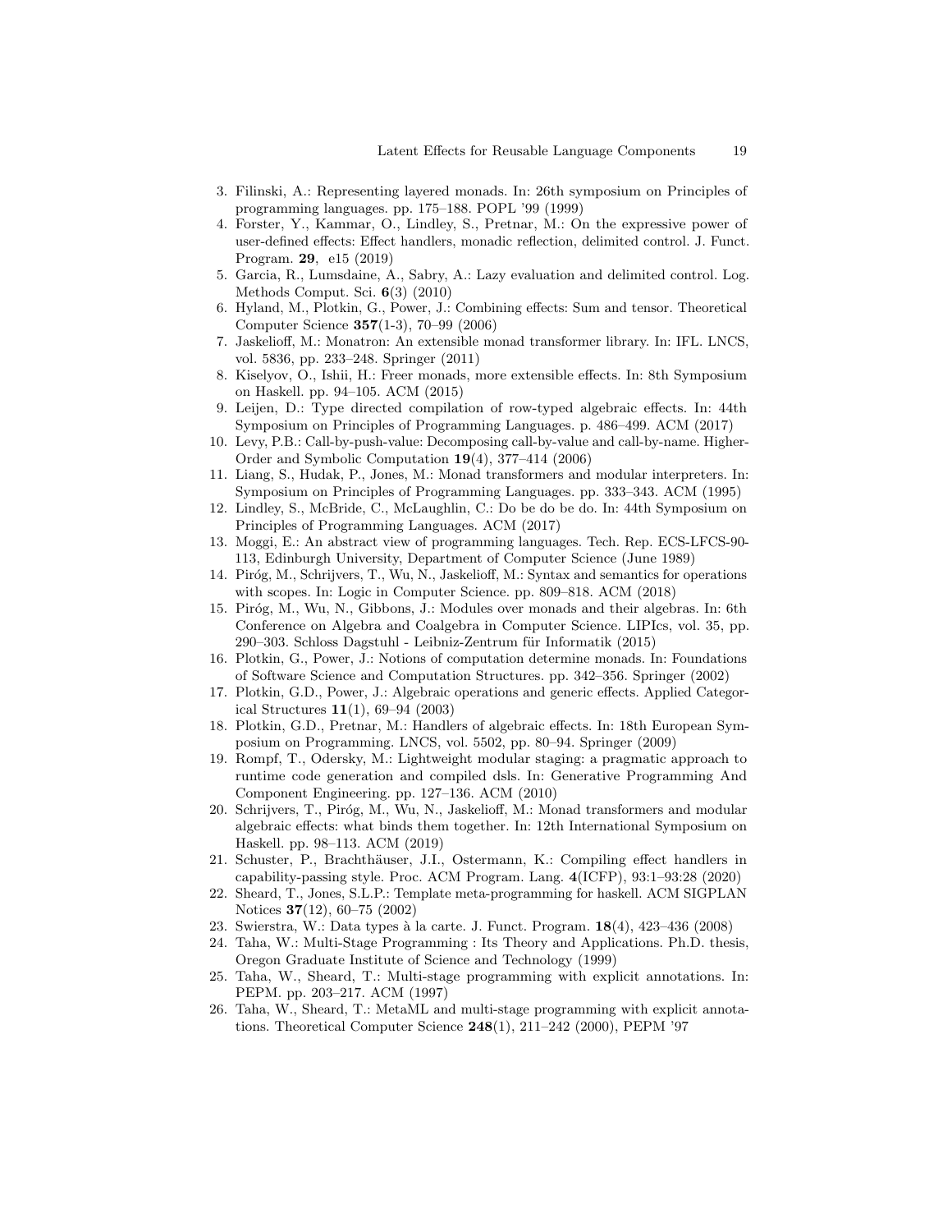3. Filinski, A.: Representing layered monads. In: 26th symposium on Principles of programming languages. pp. 175–188. POPL '99 (1999)
4. Forster, Y., Kammar, O., Lindley, S., Pretnar, M.: On the expressive power of user-defined effects: Effect handlers, monadic reflection, delimited control. J. Funct. Program. **29**, e15 (2019)
5. Garcia, R., Lumsdaine, A., Sabry, A.: Lazy evaluation and delimited control. Log. Methods Comput. Sci. **6**(3) (2010)
6. Hyland, M., Plotkin, G., Power, J.: Combining effects: Sum and tensor. Theoretical Computer Science **357**(1-3), 70–99 (2006)
7. Jaskelioff, M.: Monatron: An extensible monad transformer library. In: IFL. LNCS, vol. 5836, pp. 233–248. Springer (2011)
8. Kiselyov, O., Ishii, H.: Freer monads, more extensible effects. In: 8th Symposium on Haskell. pp. 94–105. ACM (2015)
9. Leijen, D.: Type directed compilation of row-typed algebraic effects. In: 44th Symposium on Principles of Programming Languages. p. 486–499. ACM (2017)
10. Levy, P.B.: Call-by-push-value: Decomposing call-by-value and call-by-name. Higher-Order and Symbolic Computation **19**(4), 377–414 (2006)
11. Liang, S., Hudak, P., Jones, M.: Monad transformers and modular interpreters. In: Symposium on Principles of Programming Languages. pp. 333–343. ACM (1995)
12. Lindley, S., McBride, C., McLaughlin, C.: Do be do be do. In: 44th Symposium on Principles of Programming Languages. ACM (2017)
13. Moggi, E.: An abstract view of programming languages. Tech. Rep. ECS-LFCS-90-113, Edinburgh University, Department of Computer Science (June 1989)
14. Piróg, M., Schrijvers, T., Wu, N., Jaskelioff, M.: Syntax and semantics for operations with scopes. In: Logic in Computer Science. pp. 809–818. ACM (2018)
15. Piróg, M., Wu, N., Gibbons, J.: Modules over monads and their algebras. In: 6th Conference on Algebra and Coalgebra in Computer Science. LIPIcs, vol. 35, pp. 290–303. Schloss Dagstuhl - Leibniz-Zentrum für Informatik (2015)
16. Plotkin, G., Power, J.: Notions of computation determine monads. In: Foundations of Software Science and Computation Structures. pp. 342–356. Springer (2002)
17. Plotkin, G.D., Power, J.: Algebraic operations and generic effects. Applied Categorical Structures **11**(1), 69–94 (2003)
18. Plotkin, G.D., Pretnar, M.: Handlers of algebraic effects. In: 18th European Symposium on Programming. LNCS, vol. 5502, pp. 80–94. Springer (2009)
19. Rompf, T., Odersky, M.: Lightweight modular staging: a pragmatic approach to runtime code generation and compiled dsls. In: Generative Programming And Component Engineering. pp. 127–136. ACM (2010)
20. Schrijvers, T., Piróg, M., Wu, N., Jaskelioff, M.: Monad transformers and modular algebraic effects: what binds them together. In: 12th International Symposium on Haskell. pp. 98–113. ACM (2019)
21. Schuster, P., Brachthäuser, J.I., Ostermann, K.: Compiling effect handlers in capability-passing style. Proc. ACM Program. Lang. **4**(ICFP), 93:1–93:28 (2020)
22. Sheard, T., Jones, S.L.P.: Template meta-programming for haskell. ACM SIGPLAN Notices **37**(12), 60–75 (2002)
23. Swierstra, W.: Data types à la carte. J. Funct. Program. **18**(4), 423–436 (2008)
24. Taha, W.: Multi-Stage Programming : Its Theory and Applications. Ph.D. thesis, Oregon Graduate Institute of Science and Technology (1999)
25. Taha, W., Sheard, T.: Multi-stage programming with explicit annotations. In: PEPM. pp. 203–217. ACM (1997)
26. Taha, W., Sheard, T.: MetaML and multi-stage programming with explicit annotations. Theoretical Computer Science **248**(1), 211–242 (2000), PEPM '97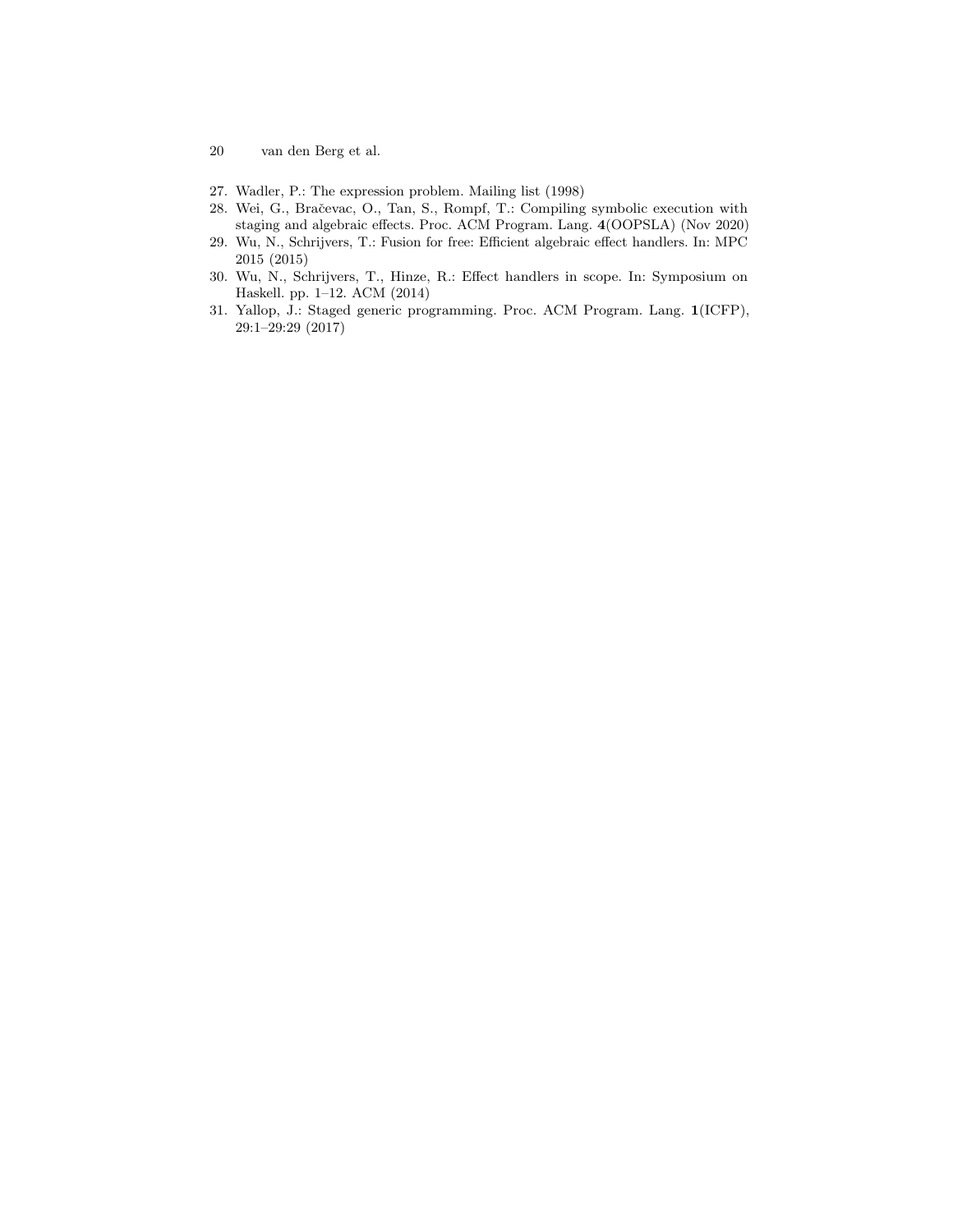27. Wadler, P.: The expression problem. Mailing list (1998)
28. Wei, G., Bračevac, O., Tan, S., Rompf, T.: Compiling symbolic execution with staging and algebraic effects. Proc. ACM Program. Lang. **4**(OOPSLA) (Nov 2020)
29. Wu, N., Schrijvers, T.: Fusion for free: Efficient algebraic effect handlers. In: MPC 2015 (2015)
30. Wu, N., Schrijvers, T., Hinze, R.: Effect handlers in scope. In: Symposium on Haskell. pp. 1–12. ACM (2014)
31. Yallop, J.: Staged generic programming. Proc. ACM Program. Lang. **1**(ICFP), 29:1–29:29 (2017)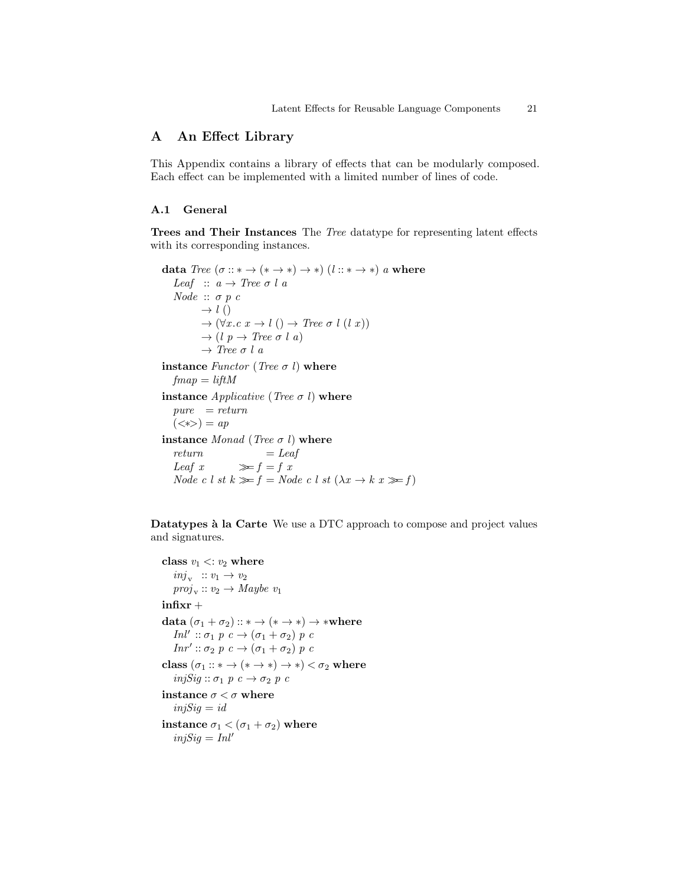# A An Effect Library

This Appendix contains a library of effects that can be modularly composed. Each effect can be implemented with a limited number of lines of code.

## A.1 General

**Trees and Their Instances** The *Tree* datatype for representing latent effects with its corresponding instances.

```
data Tree (σ :: * → (* → *) → *) (l :: * → *) a where
  Leaf  :: a → Tree σ l a
  Node  :: σ p c
        → l ()
        → (∀x.c x → l () → Tree σ l (l x))
        → (l p → Tree σ l a)
        → Tree σ l a

instance Functor (Tree σ l) where
  fmap = liftM

instance Applicative (Tree σ l) where
  pure   = return
  (<*>)  = ap

instance Monad (Tree σ l) where
  return              = Leaf
  Leaf x       >>= f  = f x
  Node c l st k >>= f = Node c l st (λx → k x >>= f)
```

**Datatypes à la Carte** We use a DTC approach to compose and project values and signatures.

```
class v1 <: v2 where
  inj_v  :: v1 → v2
  proj_v :: v2 → Maybe v1

infixr +

data (σ1 + σ2) :: * → (* → *) → * where
  Inl' :: σ1 p c → (σ1 + σ2) p c
  Inr' :: σ2 p c → (σ1 + σ2) p c

class (σ1 :: * → (* → *) → *) < σ2 where
  injSig :: σ1 p c → σ2 p c

instance σ < σ where
  injSig = id

instance σ1 < (σ1 + σ2) where
  injSig = Inl'
```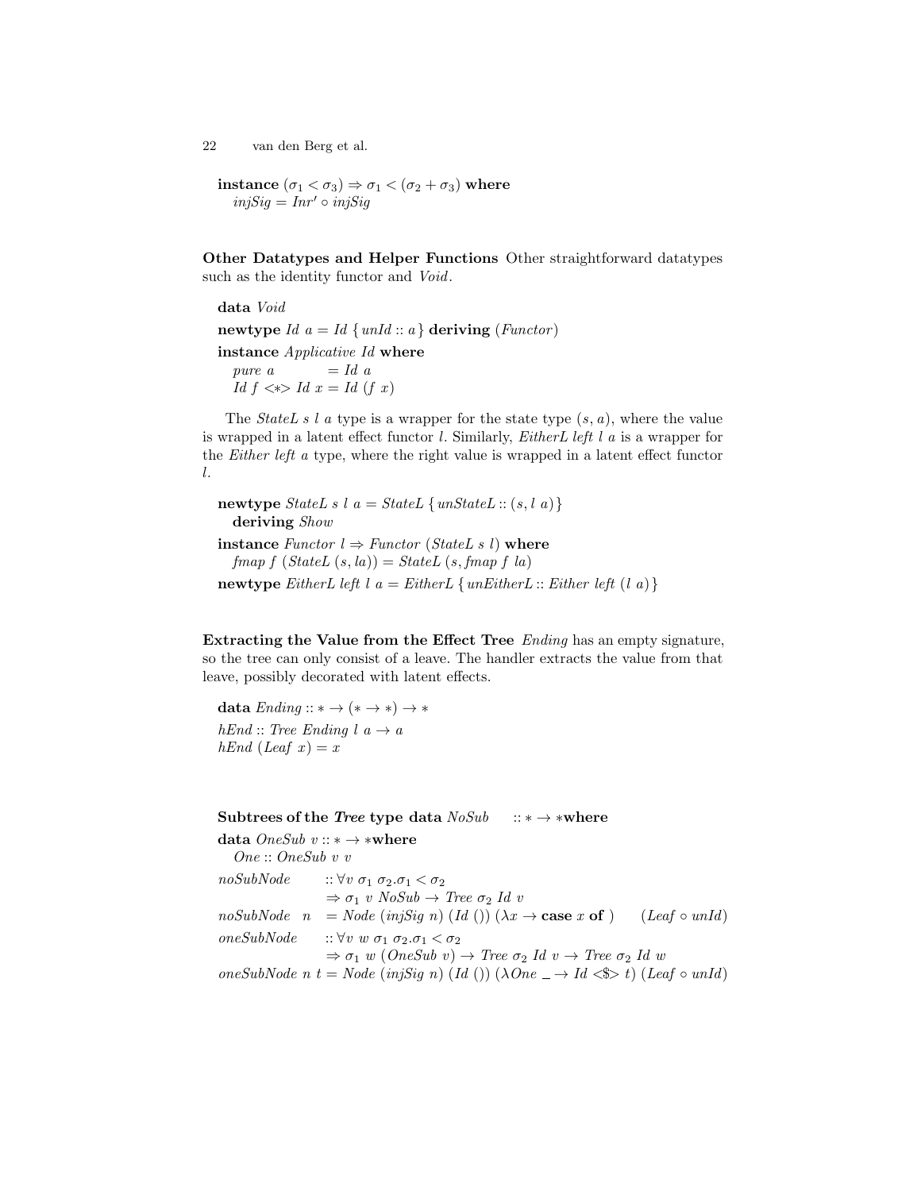```
instance (σ1 < σ3) ⇒ σ1 < (σ2 + σ3) where
  injSig = Inr′ ∘ injSig
```

**Other Datatypes and Helper Functions** Other straightforward datatypes such as the identity functor and *Void*.

```
data Void
newtype Id a = Id { unId :: a } deriving (Functor)
instance Applicative Id where
  pure a        = Id a
  Id f <*> Id x = Id (f x)
```

The *StateL s l a* type is a wrapper for the state type $(s, a)$, where the value is wrapped in a latent effect functor $l$. Similarly, *EitherL left l a* is a wrapper for the *Either left a* type, where the right value is wrapped in a latent effect functor $l$.

```
newtype StateL s l a = StateL { unStateL :: (s, l a) }
  deriving Show
instance Functor l ⇒ Functor (StateL s l) where
  fmap f (StateL (s, la)) = StateL (s, fmap f la)
newtype EitherL left l a = EitherL { unEitherL :: Either left (l a) }
```

**Extracting the Value from the Effect Tree** *Ending* has an empty signature, so the tree can only consist of a leave. The handler extracts the value from that leave, possibly decorated with latent effects.

```
data Ending :: ∗ → (∗ → ∗) → ∗
hEnd :: Tree Ending l a → a
hEnd (Leaf x) = x
```

**Subtrees of the *Tree* type**

```
data NoSub     :: ∗ → ∗ where
data OneSub v :: ∗ → ∗ where
  One :: OneSub v v
noSubNode    :: ∀v σ1 σ2.σ1 < σ2
             ⇒ σ1 v NoSub → Tree σ2 Id v
noSubNode n   = Node (injSig n) (Id ()) (λx → case x of )      (Leaf ∘ unId)
oneSubNode   :: ∀v w σ1 σ2.σ1 < σ2
             ⇒ σ1 w (OneSub v) → Tree σ2 Id v → Tree σ2 Id w
oneSubNode n t = Node (injSig n) (Id ()) (λOne _ → Id <$> t) (Leaf ∘ unId)
```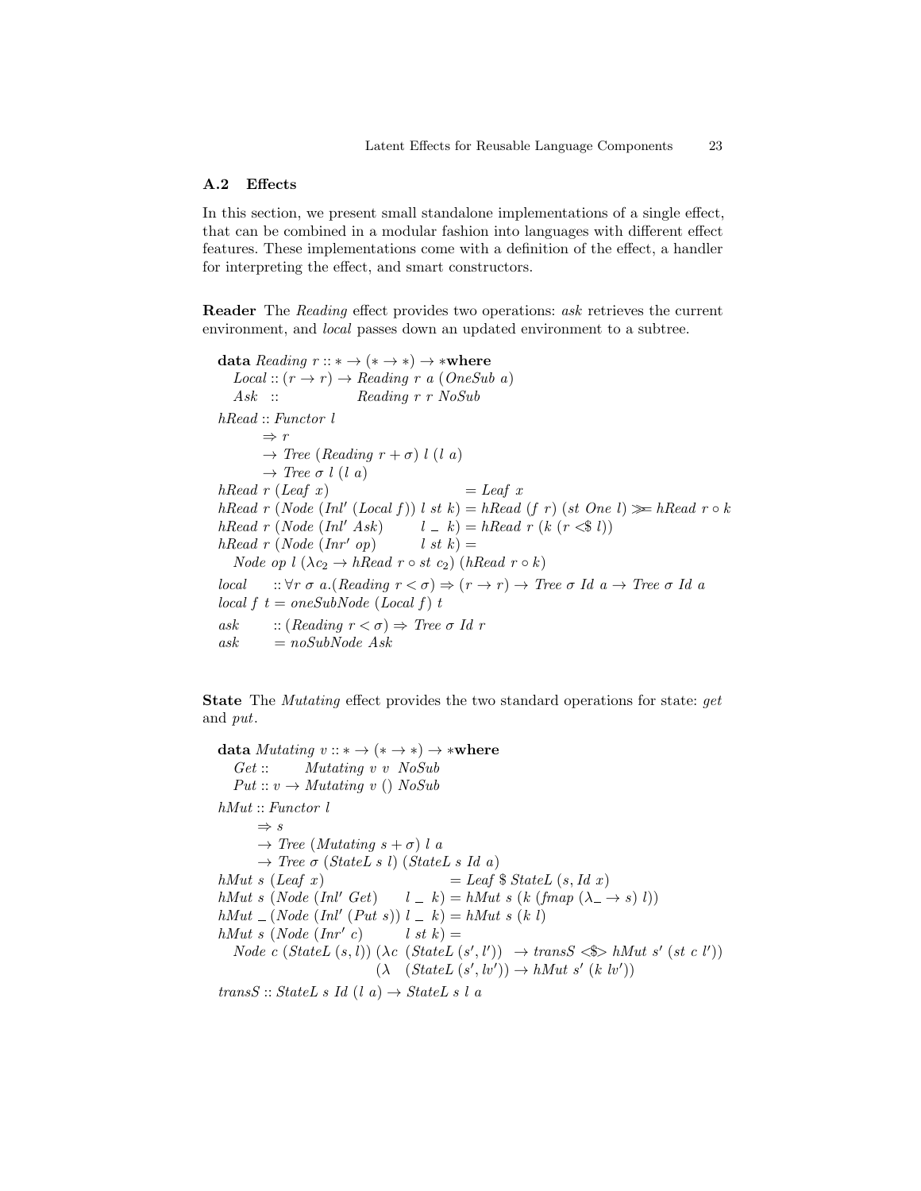### A.2 Effects

In this section, we present small standalone implementations of a single effect, that can be combined in a modular fashion into languages with different effect features. These implementations come with a definition of the effect, a handler for interpreting the effect, and smart constructors.

**Reader** The *Reading* effect provides two operations: *ask* retrieves the current environment, and *local* passes down an updated environment to a subtree.

```
data Reading r :: * → (* → *) → * where
  Local :: (r → r) → Reading r a (OneSub a)
  Ask   ::            Reading r r NoSub

hRead :: Functor l
      ⇒ r
      → Tree (Reading r + σ) l (l a)
      → Tree σ l (l a)
hRead r (Leaf x)                         = Leaf x
hRead r (Node (Inl′ (Local f)) l st k) = hRead (f r) (st One l) ≫= hRead r ∘ k
hRead r (Node (Inl′ Ask)       l _ k)  = hRead r (k (r <$ l))
hRead r (Node (Inr′ op)        l st k) =
  Node op l (λc₂ → hRead r ∘ st c₂) (hRead r ∘ k)

local     :: ∀r σ a.(Reading r < σ) ⇒ (r → r) → Tree σ Id a → Tree σ Id a
local f t = oneSubNode (Local f) t

ask       :: (Reading r < σ) ⇒ Tree σ Id r
ask       = noSubNode Ask
```

**State** The *Mutating* effect provides the two standard operations for state: *get* and *put*.

```
data Mutating v :: * → (* → *) → * where
  Get ::       Mutating v v  NoSub
  Put :: v → Mutating v () NoSub

hMut :: Functor l
     ⇒ s
     → Tree (Mutating s + σ) l a
     → Tree σ (StateL s l) (StateL s Id a)
hMut s (Leaf x)                    = Leaf $ StateL (s, Id x)
hMut s (Node (Inl′ Get)     l _ k) = hMut s (k (fmap (λ_ → s) l))
hMut _ (Node (Inl′ (Put s)) l _ k) = hMut s (k l)
hMut s (Node (Inr′ c)       l st k) =
  Node c (StateL (s, l)) (λc (StateL (s′, l′))  → transS <$> hMut s′ (st c l′))
                         (λ  (StateL (s′, lv′)) → hMut s′ (k lv′))

transS :: StateL s Id (l a) → StateL s l a
```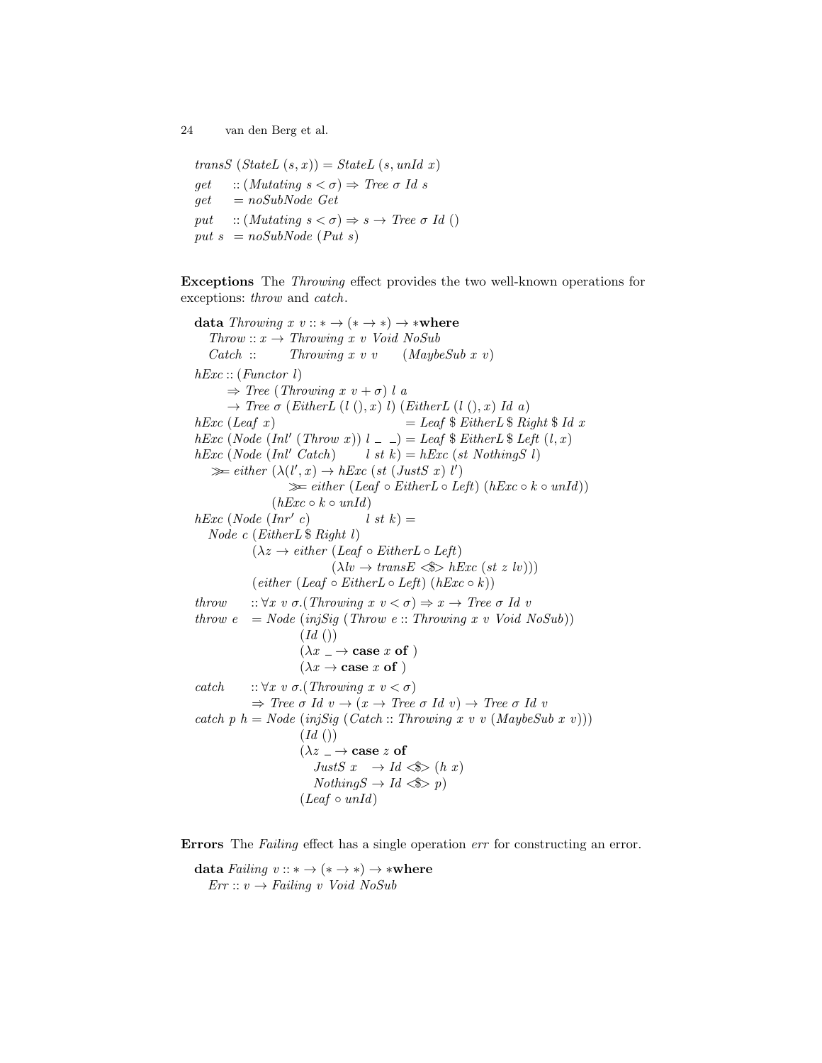```
transS (StateL (s, x)) = StateL (s, unId x)
get    :: (Mutating s < σ) ⇒ Tree σ Id s
get    = noSubNode Get
put    :: (Mutating s < σ) ⇒ s → Tree σ Id ()
put s  = noSubNode (Put s)
```

**Exceptions** The *Throwing* effect provides the two well-known operations for exceptions: *throw* and *catch*.

```
data Throwing x v :: ∗ → (∗ → ∗) → ∗ where
  Throw :: x → Throwing x v Void NoSub
  Catch ::     Throwing x v v    (MaybeSub x v)
hExc :: (Functor l)
     ⇒ Tree (Throwing x v + σ) l a
     → Tree σ (EitherL (l (), x) l) (EitherL (l (), x) Id a)
hExc (Leaf x)                        = Leaf $ EitherL $ Right $ Id x
hExc (Node (Inl′ (Throw x)) l _ _)   = Leaf $ EitherL $ Left (l, x)
hExc (Node (Inl′ Catch)      l st k) = hExc (st NothingS l)
  ≫= either (λ(l′, x) → hExc (st (JustS x) l′)
                 ≫= either (Leaf ∘ EitherL ∘ Left) (hExc ∘ k ∘ unId))
             (hExc ∘ k ∘ unId)
hExc (Node (Inr′ c)          l st k) =
  Node c (EitherL $ Right l)
         (λz → either (Leaf ∘ EitherL ∘ Left)
                      (λlv → transE <$> hExc (st z lv)))
         (either (Leaf ∘ EitherL ∘ Left) (hExc ∘ k))
throw   :: ∀x v σ.(Throwing x v < σ) ⇒ x → Tree σ Id v
throw e  = Node (injSig (Throw e :: Throwing x v Void NoSub))
                (Id ())
                (λx _ → case x of )
                (λx → case x of )
catch   :: ∀x v σ.(Throwing x v < σ)
        ⇒ Tree σ Id v → (x → Tree σ Id v) → Tree σ Id v
catch p h = Node (injSig (Catch :: Throwing x v v (MaybeSub x v)))
                 (Id ())
                 (λz _ → case z of
                    JustS x   → Id <$> (h x)
                    NothingS  → Id <$> p)
                 (Leaf ∘ unId)
```

**Errors** The *Failing* effect has a single operation *err* for constructing an error.

```
data Failing v :: ∗ → (∗ → ∗) → ∗ where
  Err :: v → Failing v Void NoSub
```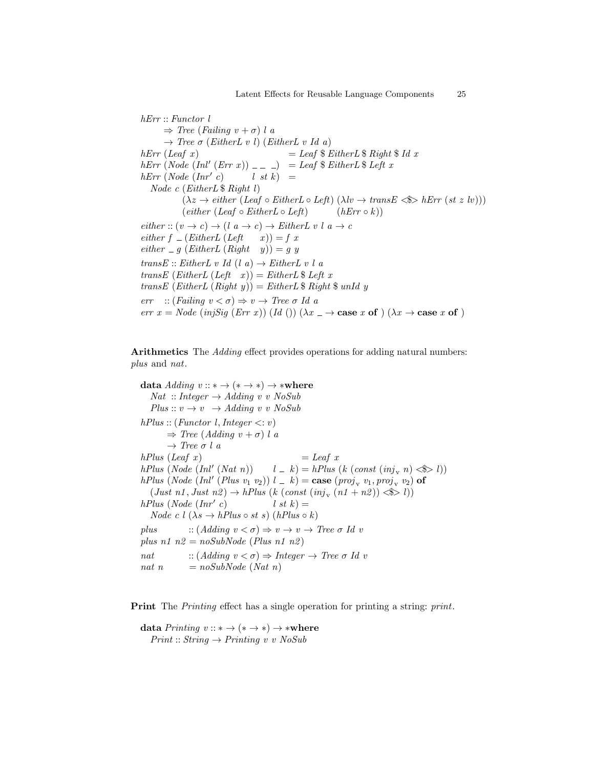```
hErr :: Functor l
     ⇒ Tree (Failing v + σ) l a
     → Tree σ (EitherL v l) (EitherL v Id a)
hErr (Leaf x)                         = Leaf $ EitherL $ Right $ Id x
hErr (Node (Inl' (Err x)) _ _ _)      = Leaf $ EitherL $ Left x
hErr (Node (Inr' c)         l st k)   =
  Node c (EitherL $ Right l)
         (λz → either (Leaf ∘ EitherL ∘ Left) (λlv → transE <$> hErr (st z lv)))
         (either (Leaf ∘ EitherL ∘ Left)        (hErr ∘ k))

either :: (v → c) → (l a → c) → EitherL v l a → c
either f _ (EitherL (Left    x)) = f x
either _ g (EitherL (Right   y)) = g y

transE :: EitherL v Id (l a) → EitherL v l a
transE (EitherL (Left   x)) = EitherL $ Left x
transE (EitherL (Right y)) = EitherL $ Right $ unId y

err   :: (Failing v < σ) ⇒ v → Tree σ Id a
err x = Node (injSig (Err x)) (Id ()) (λx _ → case x of ) (λx → case x of )
```

**Arithmetics** The *Adding* effect provides operations for adding natural numbers: *plus* and *nat*.

```
data Adding v :: * → (* → *) → * where
  Nat  :: Integer → Adding v v NoSub
  Plus :: v → v   → Adding v v NoSub

hPlus :: (Functor l, Integer <: v)
      ⇒ Tree (Adding v + σ) l a
      → Tree σ l a
hPlus (Leaf x)                          = Leaf x
hPlus (Node (Inl' (Nat n))       l _ k) = hPlus (k (const (inj_v n) <$> l))
hPlus (Node (Inl' (Plus v1 v2)) l _ k) = case (proj_v v1, proj_v v2) of
  (Just n1, Just n2) → hPlus (k (const (inj_v (n1 + n2)) <$> l))
hPlus (Node (Inr' c)             l st k) =
  Node c l (λs → hPlus ∘ st s) (hPlus ∘ k)

plus        :: (Adding v < σ) ⇒ v → v → Tree σ Id v
plus n1 n2 = noSubNode (Plus n1 n2)

nat         :: (Adding v < σ) ⇒ Integer → Tree σ Id v
nat n       = noSubNode (Nat n)
```

**Print** The *Printing* effect has a single operation for printing a string: *print*.

```
data Printing v :: * → (* → *) → * where
  Print :: String → Printing v v NoSub
```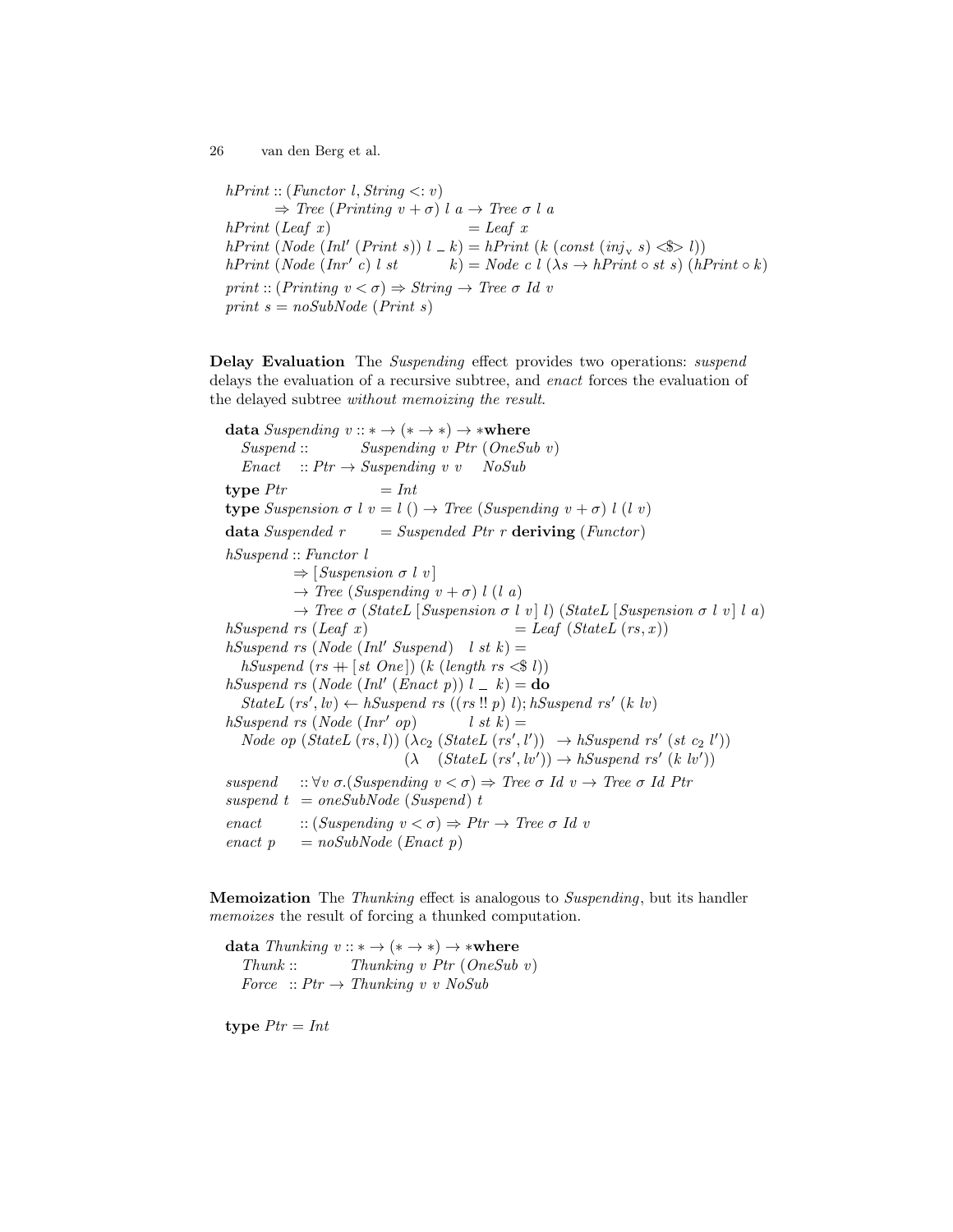```
hPrint :: (Functor l, String <: v)
       ⇒ Tree (Printing v + σ) l a → Tree σ l a
hPrint (Leaf x)                          = Leaf x
hPrint (Node (Inl′ (Print s)) l _ k) = hPrint (k (const (inj_v s) <$> l))
hPrint (Node (Inr′ c) l st         k) = Node c l (λs → hPrint ∘ st s) (hPrint ∘ k)

print :: (Printing v < σ) ⇒ String → Tree σ Id v
print s = noSubNode (Print s)
```

**Delay Evaluation** The *Suspending* effect provides two operations: *suspend* delays the evaluation of a recursive subtree, and *enact* forces the evaluation of the delayed subtree *without memoizing the result*.

```
data Suspending v :: * → (* → *) → * where
  Suspend ::          Suspending v Ptr (OneSub v)
  Enact   :: Ptr → Suspending v v     NoSub

type Ptr                = Int
type Suspension σ l v = l () → Tree (Suspending v + σ) l (l v)
data Suspended r       = Suspended Ptr r deriving (Functor)

hSuspend :: Functor l
         ⇒ [Suspension σ l v]
         → Tree (Suspending v + σ) l (l a)
         → Tree σ (StateL [Suspension σ l v] l) (StateL [Suspension σ l v] l a)
hSuspend rs (Leaf x)                       = Leaf (StateL (rs, x))
hSuspend rs (Node (Inl′ Suspend)   l st k) =
  hSuspend (rs ++ [st One]) (k (length rs <$ l))
hSuspend rs (Node (Inl′ (Enact p)) l _  k) = do
  StateL (rs′, lv) ← hSuspend rs ((rs !! p) l); hSuspend rs′ (k lv)
hSuspend rs (Node (Inr′ op)          l st k) =
  Node op (StateL (rs, l)) (λc₂ (StateL (rs′, l′))  → hSuspend rs′ (st c₂ l′))
                           (λ    (StateL (rs′, lv′)) → hSuspend rs′ (k lv′))

suspend   :: ∀v σ.(Suspending v < σ) ⇒ Tree σ Id v → Tree σ Id Ptr
suspend t  = oneSubNode (Suspend) t
enact     :: (Suspending v < σ) ⇒ Ptr → Tree σ Id v
enact p    = noSubNode (Enact p)
```

**Memoization** The *Thunking* effect is analogous to *Suspending*, but its handler *memoizes* the result of forcing a thunked computation.

```
data Thunking v :: * → (* → *) → * where
  Thunk ::          Thunking v Ptr (OneSub v)
  Force  :: Ptr → Thunking v v NoSub

type Ptr = Int
```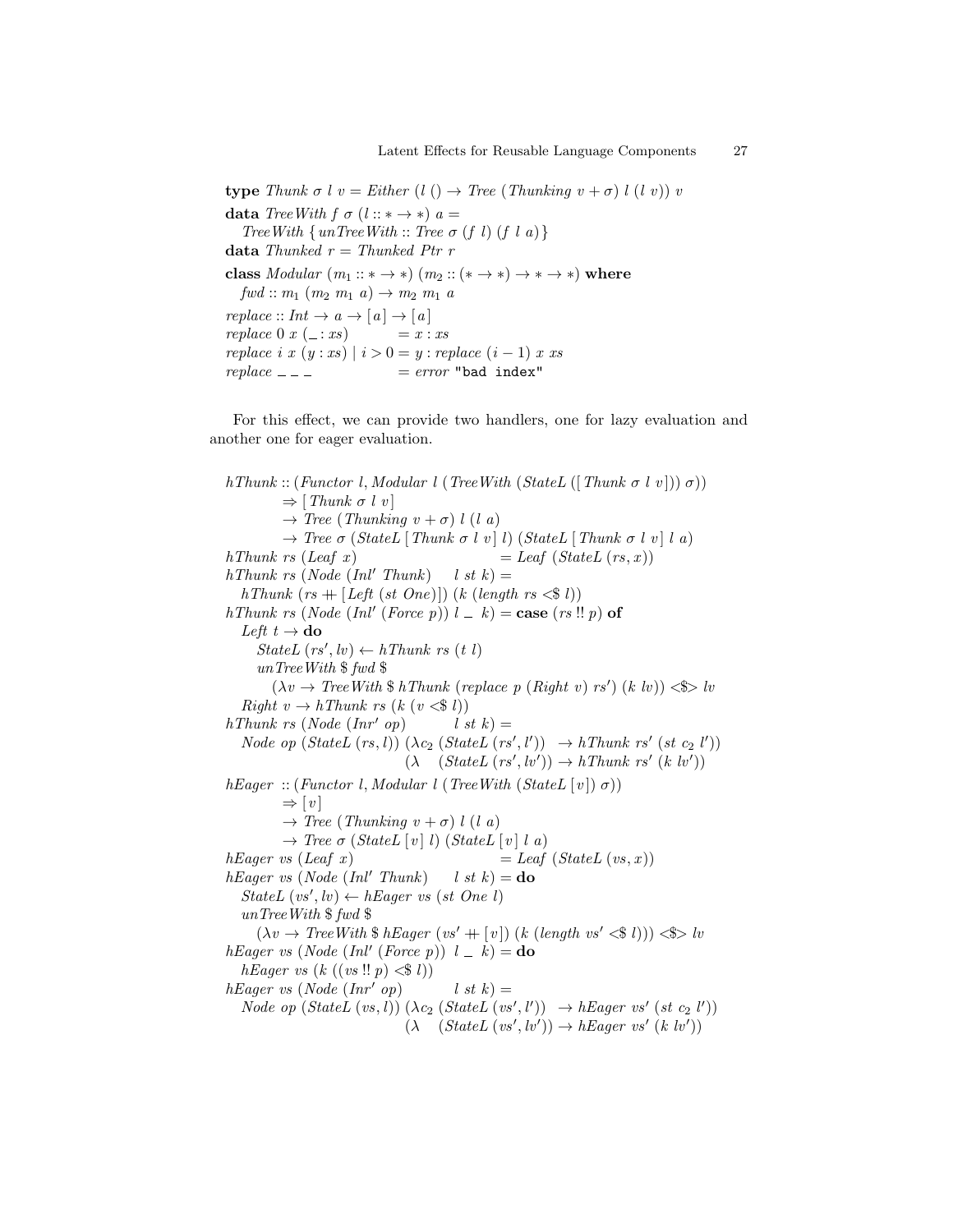```
type Thunk σ l v = Either (l () → Tree (Thunking v + σ) l (l v)) v
data TreeWith f σ (l :: * → *) a =
  TreeWith { unTreeWith :: Tree σ (f l) (f l a) }
data Thunked r = Thunked Ptr r
class Modular (m1 :: * → *) (m2 :: (* → *) → * → *) where
  fwd :: m1 (m2 m1 a) → m2 m1 a
replace :: Int → a → [a] → [a]
replace 0 x (_ : xs)          = x : xs
replace i x (y : xs) | i > 0 = y : replace (i − 1) x xs
replace _ _ _                 = error "bad index"
```

For this effect, we can provide two handlers, one for lazy evaluation and another one for eager evaluation.

```
hThunk :: (Functor l, Modular l (TreeWith (StateL ([Thunk σ l v])) σ))
        ⇒ [Thunk σ l v]
        → Tree (Thunking v + σ) l (l a)
        → Tree σ (StateL [Thunk σ l v] l) (StateL [Thunk σ l v] l a)
hThunk rs (Leaf x)                       = Leaf (StateL (rs, x))
hThunk rs (Node (Inl' Thunk)     l st k) =
  hThunk (rs ++ [Left (st One)]) (k (length rs <$ l))
hThunk rs (Node (Inl' (Force p)) l _ k) = case (rs !! p) of
  Left t → do
    StateL (rs', lv) ← hThunk rs (t l)
    unTreeWith $ fwd $
      (λv → TreeWith $ hThunk (replace p (Right v) rs') (k lv)) <$> lv
  Right v → hThunk rs (k (v <$ l))
hThunk rs (Node (Inr' op)        l st k) =
  Node op (StateL (rs, l)) (λc2 (StateL (rs', l'))  → hThunk rs' (st c2 l'))
                           (λ   (StateL (rs', lv')) → hThunk rs' (k lv'))
hEager  :: (Functor l, Modular l (TreeWith (StateL [v]) σ))
        ⇒ [v]
        → Tree (Thunking v + σ) l (l a)
        → Tree σ (StateL [v] l) (StateL [v] l a)
hEager vs (Leaf x)                       = Leaf (StateL (vs, x))
hEager vs (Node (Inl' Thunk)     l st k) = do
  StateL (vs', lv) ← hEager vs (st One l)
  unTreeWith $ fwd $
    (λv → TreeWith $ hEager (vs' ++ [v]) (k (length vs' <$ l))) <$> lv
hEager vs (Node (Inl' (Force p)) l _ k) = do
  hEager vs (k ((vs !! p) <$ l))
hEager vs (Node (Inr' op)        l st k) =
  Node op (StateL (vs, l)) (λc2 (StateL (vs', l'))  → hEager vs' (st c2 l'))
                           (λ   (StateL (vs', lv')) → hEager vs' (k lv'))
```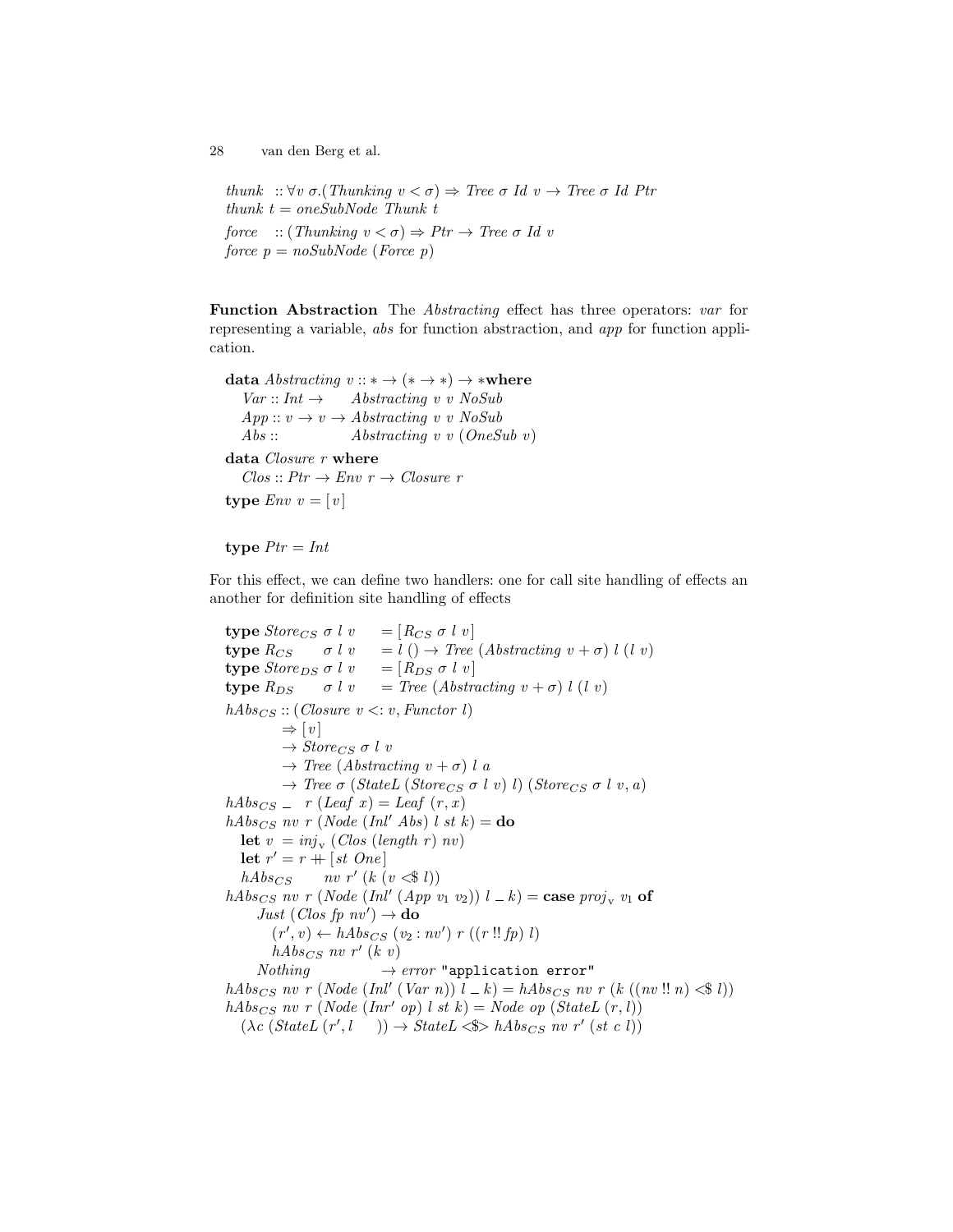```
thunk :: ∀v σ.(Thunking v < σ) ⇒ Tree σ Id v → Tree σ Id Ptr
thunk t = oneSubNode Thunk t
force  :: (Thunking v < σ) ⇒ Ptr → Tree σ Id v
force p = noSubNode (Force p)
```

**Function Abstraction** The *Abstracting* effect has three operators: *var* for representing a variable, *abs* for function abstraction, and *app* for function application.

```
data Abstracting v :: * → (* → *) → * where
  Var :: Int →      Abstracting v v NoSub
  App :: v → v → Abstracting v v NoSub
  Abs ::            Abstracting v v (OneSub v)
data Closure r where
  Clos :: Ptr → Env r → Closure r
type Env v = [v]

type Ptr = Int
```

For this effect, we can define two handlers: one for call site handling of effects an another for definition site handling of effects

```
type Store_CS σ l v    = [R_CS σ l v]
type R_CS     σ l v    = l () → Tree (Abstracting v + σ) l (l v)
type Store_DS σ l v    = [R_DS σ l v]
type R_DS     σ l v    = Tree (Abstracting v + σ) l (l v)
hAbs_CS :: (Closure v <: v, Functor l)
        ⇒ [v]
        → Store_CS σ l v
        → Tree (Abstracting v + σ) l a
        → Tree σ (StateL (Store_CS σ l v) l) (Store_CS σ l v, a)
hAbs_CS _  r (Leaf x) = Leaf (r, x)
hAbs_CS nv r (Node (Inl' Abs) l st k) = do
  let v  = inj_v (Clos (length r) nv)
  let r' = r ++ [st One]
  hAbs_CS    nv r' (k (v <$ l))
hAbs_CS nv r (Node (Inl' (App v1 v2)) l _ k) = case proj_v v1 of
    Just (Clos fp nv') → do
      (r', v) ← hAbs_CS (v2 : nv') r ((r !! fp) l)
      hAbs_CS nv r' (k v)
    Nothing            → error "application error"
hAbs_CS nv r (Node (Inl' (Var n)) l _ k) = hAbs_CS nv r (k ((nv !! n) <$ l))
hAbs_CS nv r (Node (Inr' op) l st k) = Node op (StateL (r, l))
  (λc (StateL (r', l     )) → StateL <$> hAbs_CS nv r' (st c l))
```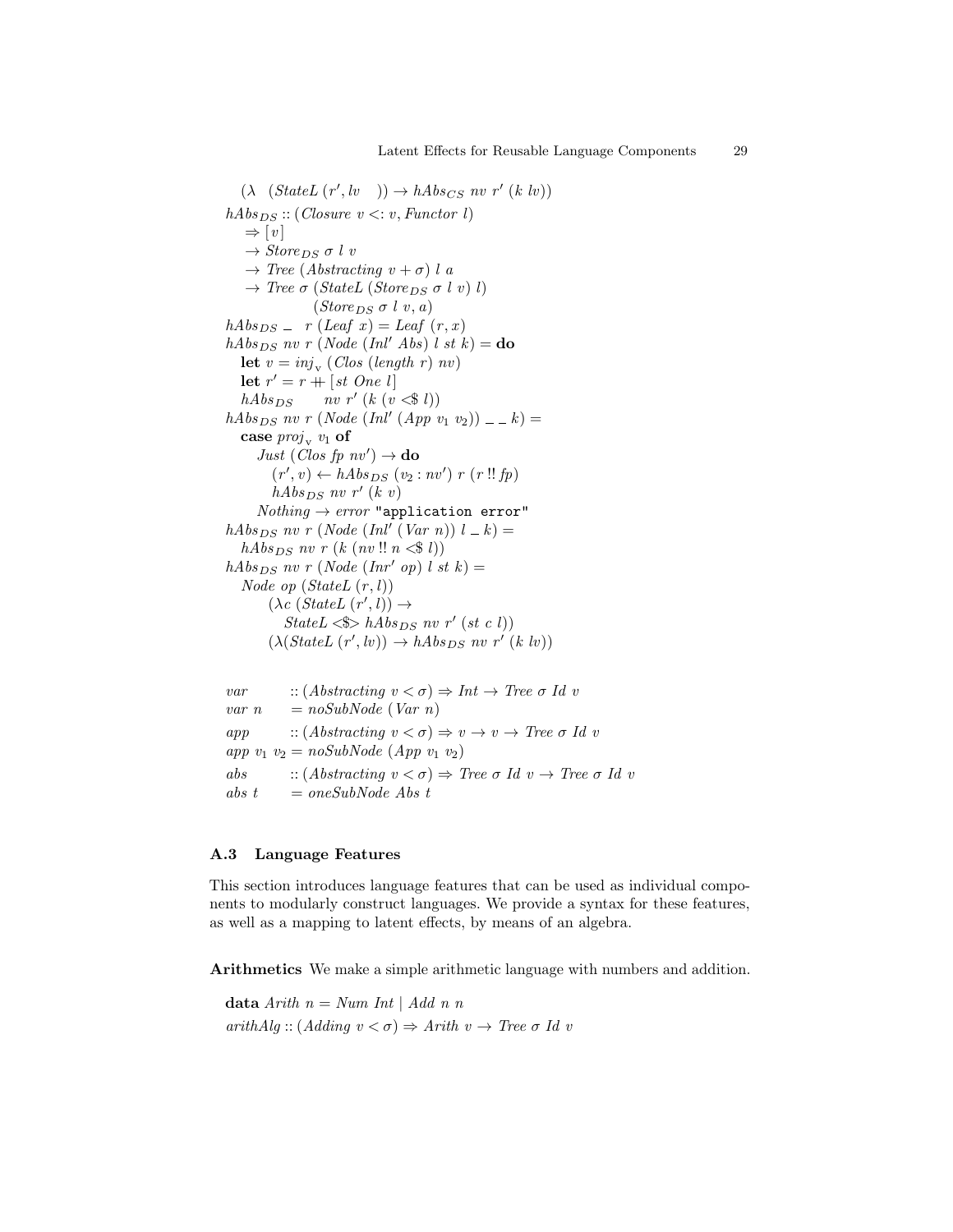```
  (λ  (StateL (r', lv   )) → hAbs_CS nv r' (k lv))
hAbs_DS :: (Closure v <: v, Functor l)
  ⇒ [v]
  → Store_DS σ l v
  → Tree (Abstracting v + σ) l a
  → Tree σ (StateL (Store_DS σ l v) l)
             (Store_DS σ l v, a)
hAbs_DS _  r (Leaf x) = Leaf (r, x)
hAbs_DS nv r (Node (Inl' Abs) l st k) = do
  let v = inj_v (Clos (length r) nv)
  let r' = r ++ [st One l]
  hAbs_DS      nv r' (k (v <$ l))
hAbs_DS nv r (Node (Inl' (App v1 v2)) _ _ k) =
  case proj_v v1 of
    Just (Clos fp nv') → do
      (r', v) ← hAbs_DS (v2 : nv') r (r !! fp)
      hAbs_DS nv r' (k v)
    Nothing → error "application error"
hAbs_DS nv r (Node (Inl' (Var n)) l _ k) =
  hAbs_DS nv r (k (nv !! n <$ l))
hAbs_DS nv r (Node (Inr' op) l st k) =
  Node op (StateL (r, l))
     (λc (StateL (r', l)) →
        StateL <$> hAbs_DS nv r' (st c l))
     (λ(StateL (r', lv)) → hAbs_DS nv r' (k lv))

var       :: (Abstracting v < σ) ⇒ Int → Tree σ Id v
var n     = noSubNode (Var n)
app       :: (Abstracting v < σ) ⇒ v → v → Tree σ Id v
app v1 v2 = noSubNode (App v1 v2)
abs       :: (Abstracting v < σ) ⇒ Tree σ Id v → Tree σ Id v
abs t     = oneSubNode Abs t
```

### A.3 Language Features

This section introduces language features that can be used as individual components to modularly construct languages. We provide a syntax for these features, as well as a mapping to latent effects, by means of an algebra.

**Arithmetics** We make a simple arithmetic language with numbers and addition.

```
data Arith n = Num Int | Add n n
arithAlg :: (Adding v < σ) ⇒ Arith v → Tree σ Id v
```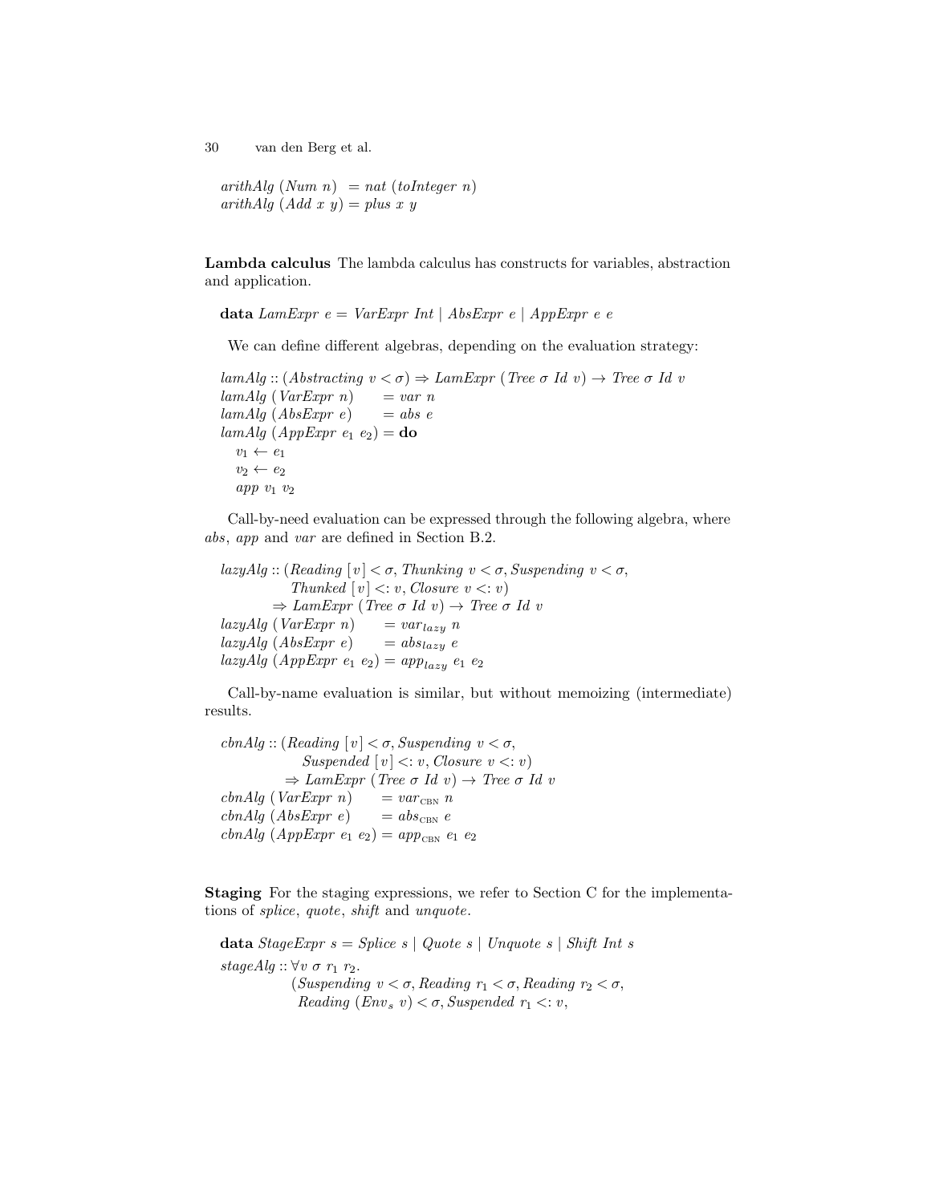```
arithAlg (Num n)   = nat (toInteger n)
arithAlg (Add x y) = plus x y
```

**Lambda calculus** The lambda calculus has constructs for variables, abstraction and application.

```
data LamExpr e = VarExpr Int | AbsExpr e | AppExpr e e
```

We can define different algebras, depending on the evaluation strategy:

```
lamAlg :: (Abstracting v < σ) ⇒ LamExpr (Tree σ Id v) → Tree σ Id v
lamAlg (VarExpr n)       = var n
lamAlg (AbsExpr e)       = abs e
lamAlg (AppExpr e1 e2) = do
  v1 ← e1
  v2 ← e2
  app v1 v2
```

Call-by-need evaluation can be expressed through the following algebra, where *abs*, *app* and *var* are defined in Section B.2.

```
lazyAlg :: (Reading [v] < σ, Thunking v < σ, Suspending v < σ,
            Thunked [v] <: v, Closure v <: v)
         ⇒ LamExpr (Tree σ Id v) → Tree σ Id v
lazyAlg (VarExpr n)       = var_lazy n
lazyAlg (AbsExpr e)       = abs_lazy e
lazyAlg (AppExpr e1 e2) = app_lazy e1 e2
```

Call-by-name evaluation is similar, but without memoizing (intermediate) results.

```
cbnAlg :: (Reading [v] < σ, Suspending v < σ,
             Suspended [v] <: v, Closure v <: v)
          ⇒ LamExpr (Tree σ Id v) → Tree σ Id v
cbnAlg (VarExpr n)       = var_CBN n
cbnAlg (AbsExpr e)       = abs_CBN e
cbnAlg (AppExpr e1 e2) = app_CBN e1 e2
```

**Staging** For the staging expressions, we refer to Section C for the implementations of *splice*, *quote*, *shift* and *unquote*.

```
data StageExpr s = Splice s | Quote s | Unquote s | Shift Int s
stageAlg :: ∀v σ r1 r2.
            (Suspending v < σ, Reading r1 < σ, Reading r2 < σ,
             Reading (Env_s v) < σ, Suspended r1 <: v,
```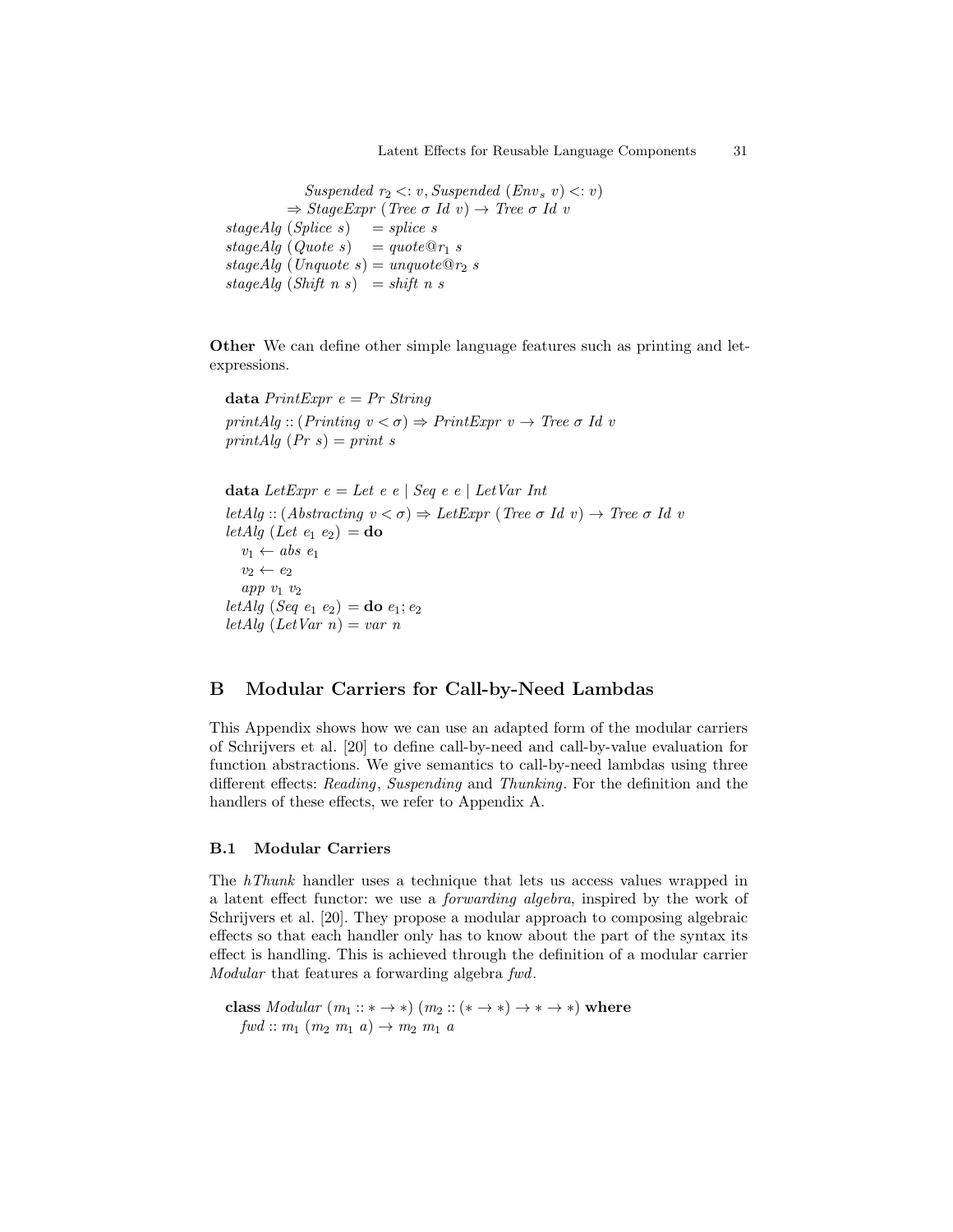```
                Suspended r₂ <: v, Suspended (Env_s v) <: v)
            ⇒ StageExpr (Tree σ Id v) → Tree σ Id v
stageAlg (Splice s)    = splice s
stageAlg (Quote s)     = quote@r₁ s
stageAlg (Unquote s)   = unquote@r₂ s
stageAlg (Shift n s)   = shift n s
```

**Other** We can define other simple language features such as printing and let-expressions.

```
data PrintExpr e = Pr String
printAlg :: (Printing v < σ) ⇒ PrintExpr v → Tree σ Id v
printAlg (Pr s) = print s
```

```
data LetExpr e = Let e e | Seq e e | LetVar Int
letAlg :: (Abstracting v < σ) ⇒ LetExpr (Tree σ Id v) → Tree σ Id v
letAlg (Let e₁ e₂) = do
  v₁ ← abs e₁
  v₂ ← e₂
  app v₁ v₂
letAlg (Seq e₁ e₂) = do e₁; e₂
letAlg (LetVar n) = var n
```

## B Modular Carriers for Call-by-Need Lambdas

This Appendix shows how we can use an adapted form of the modular carriers of Schrijvers et al. [20] to define call-by-need and call-by-value evaluation for function abstractions. We give semantics to call-by-need lambdas using three different effects: *Reading*, *Suspending* and *Thunking*. For the definition and the handlers of these effects, we refer to Appendix A.

### B.1 Modular Carriers

The *hThunk* handler uses a technique that lets us access values wrapped in a latent effect functor: we use a *forwarding algebra*, inspired by the work of Schrijvers et al. [20]. They propose a modular approach to composing algebraic effects so that each handler only has to know about the part of the syntax its effect is handling. This is achieved through the definition of a modular carrier *Modular* that features a forwarding algebra *fwd*.

```
class Modular (m₁ :: * → *) (m₂ :: (* → *) → * → *) where
  fwd :: m₁ (m₂ m₁ a) → m₂ m₁ a
```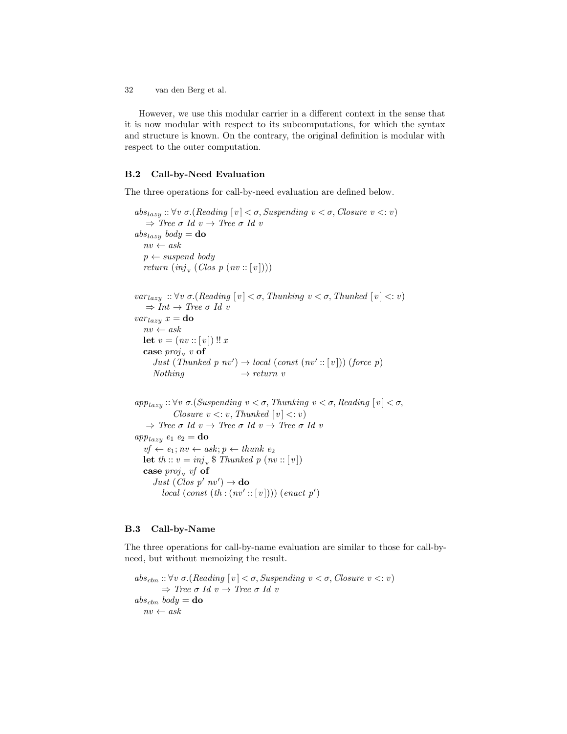However, we use this modular carrier in a different context in the sense that it is now modular with respect to its subcomputations, for which the syntax and structure is known. On the contrary, the original definition is modular with respect to the outer computation.

### B.2 Call-by-Need Evaluation

The three operations for call-by-need evaluation are defined below.

```
abs_lazy :: ∀v σ.(Reading [v] < σ, Suspending v < σ, Closure v <: v)
    ⇒ Tree σ Id v → Tree σ Id v
abs_lazy body = do
  nv ← ask
  p ← suspend body
  return (inj_v (Clos p (nv :: [v])))

var_lazy :: ∀v σ.(Reading [v] < σ, Thunking v < σ, Thunked [v] <: v)
    ⇒ Int → Tree σ Id v
var_lazy x = do
  nv ← ask
  let v = (nv :: [v]) !! x
  case proj_v v of
    Just (Thunked p nv') → local (const (nv' :: [v])) (force p)
    Nothing              → return v

app_lazy :: ∀v σ.(Suspending v < σ, Thunking v < σ, Reading [v] < σ,
            Closure v <: v, Thunked [v] <: v)
    ⇒ Tree σ Id v → Tree σ Id v → Tree σ Id v
app_lazy e1 e2 = do
  vf ← e1; nv ← ask; p ← thunk e2
  let th :: v = inj_v $ Thunked p (nv :: [v])
  case proj_v vf of
    Just (Clos p' nv') → do
      local (const (th : (nv' :: [v]))) (enact p')
```

### B.3 Call-by-Name

The three operations for call-by-name evaluation are similar to those for call-by-need, but without memoizing the result.

```
abs_cbn :: ∀v σ.(Reading [v] < σ, Suspending v < σ, Closure v <: v)
        ⇒ Tree σ Id v → Tree σ Id v
abs_cbn body = do
  nv ← ask
```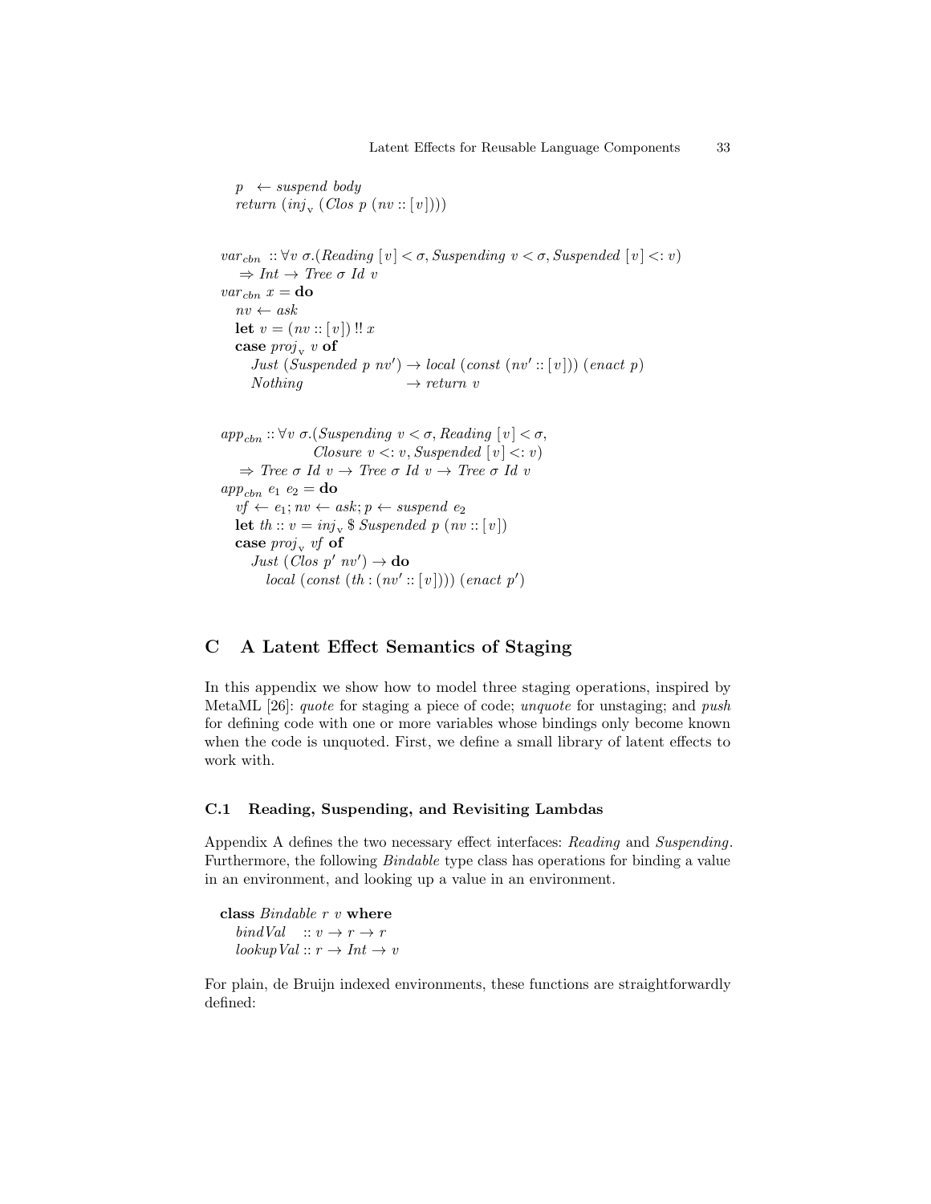```
  p  ← suspend body
  return (inj_v (Clos p (nv :: [v])))
```

```
var_cbn :: ∀v σ.(Reading [v] < σ, Suspending v < σ, Suspended [v] <: v)
  ⇒ Int → Tree σ Id v
var_cbn x = do
  nv ← ask
  let v = (nv :: [v]) !! x
  case proj_v v of
    Just (Suspended p nv') → local (const (nv' :: [v])) (enact p)
    Nothing                → return v
```

```
app_cbn :: ∀v σ.(Suspending v < σ, Reading [v] < σ,
                 Closure v <: v, Suspended [v] <: v)
  ⇒ Tree σ Id v → Tree σ Id v → Tree σ Id v
app_cbn e1 e2 = do
  vf ← e1; nv ← ask; p ← suspend e2
  let th :: v = inj_v $ Suspended p (nv :: [v])
  case proj_v vf of
    Just (Clos p' nv') → do
      local (const (th : (nv' :: [v]))) (enact p')
```

## C A Latent Effect Semantics of Staging

In this appendix we show how to model three staging operations, inspired by MetaML [26]: *quote* for staging a piece of code; *unquote* for unstaging; and *push* for defining code with one or more variables whose bindings only become known when the code is unquoted. First, we define a small library of latent effects to work with.

### C.1 Reading, Suspending, and Revisiting Lambdas

Appendix A defines the two necessary effect interfaces: *Reading* and *Suspending*. Furthermore, the following *Bindable* type class has operations for binding a value in an environment, and looking up a value in an environment.

```
class Bindable r v where
  bindVal   :: v → r → r
  lookupVal :: r → Int → v
```

For plain, de Bruijn indexed environments, these functions are straightforwardly defined: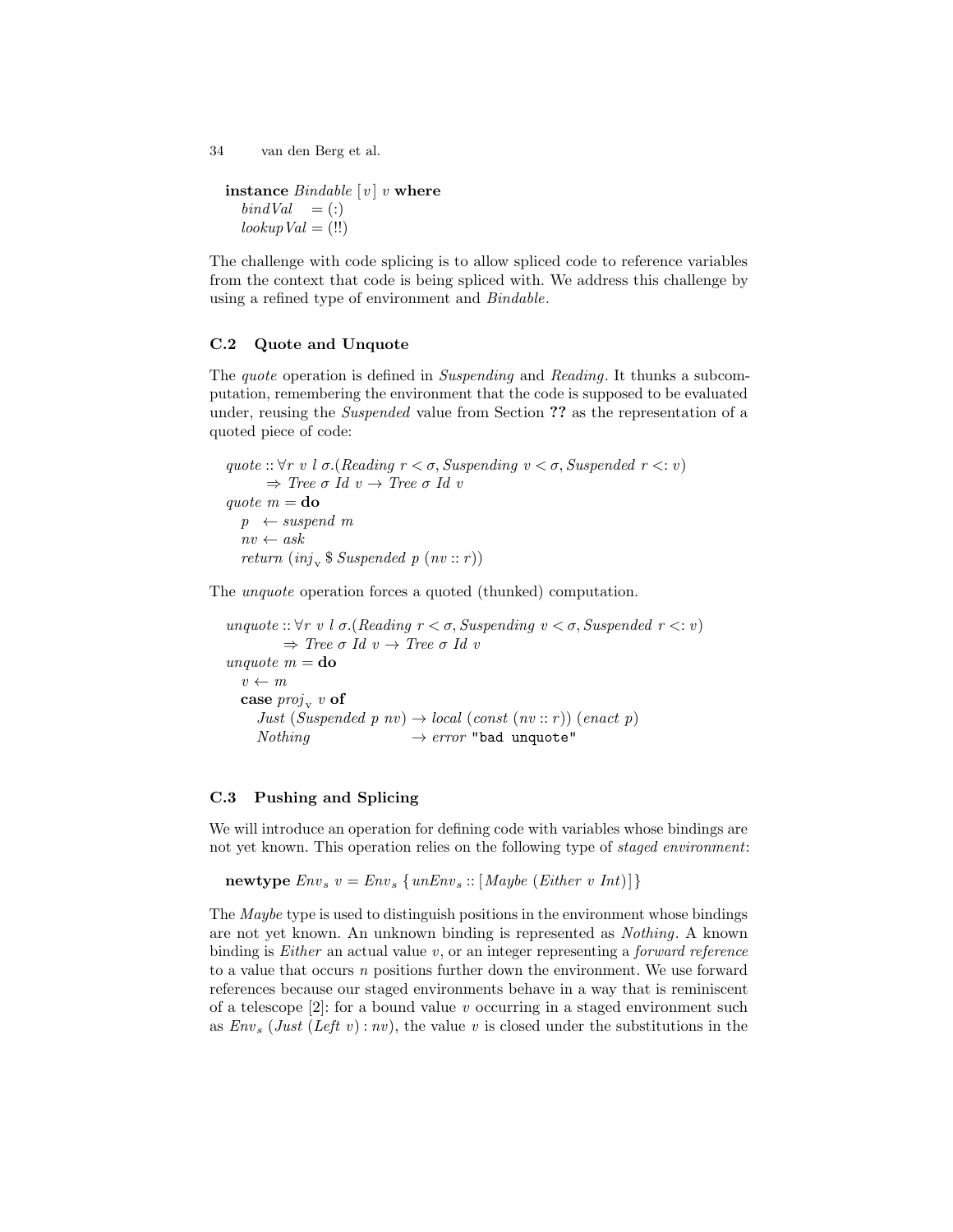```
instance Bindable [v] v where
  bindVal   = (:)
  lookupVal = (!!)
```

The challenge with code splicing is to allow spliced code to reference variables from the context that code is being spliced with. We address this challenge by using a refined type of environment and *Bindable*.

### C.2 Quote and Unquote

The *quote* operation is defined in *Suspending* and *Reading*. It thunks a subcomputation, remembering the environment that the code is supposed to be evaluated under, reusing the *Suspended* value from Section **??** as the representation of a quoted piece of code:

```
quote :: ∀r v l σ.(Reading r < σ, Suspending v < σ, Suspended r <: v)
      ⇒ Tree σ Id v → Tree σ Id v
quote m = do
  p  ← suspend m
  nv ← ask
  return (inj_v $ Suspended p (nv :: r))
```

The *unquote* operation forces a quoted (thunked) computation.

```
unquote :: ∀r v l σ.(Reading r < σ, Suspending v < σ, Suspended r <: v)
        ⇒ Tree σ Id v → Tree σ Id v
unquote m = do
  v ← m
  case proj_v v of
    Just (Suspended p nv) → local (const (nv :: r)) (enact p)
    Nothing               → error "bad unquote"
```

### C.3 Pushing and Splicing

We will introduce an operation for defining code with variables whose bindings are not yet known. This operation relies on the following type of *staged environment*:

```
newtype Env_s v = Env_s {unEnv_s :: [Maybe (Either v Int)]}
```

The *Maybe* type is used to distinguish positions in the environment whose bindings are not yet known. An unknown binding is represented as *Nothing*. A known binding is *Either* an actual value $v$, or an integer representing a *forward reference* to a value that occurs $n$ positions further down the environment. We use forward references because our staged environments behave in a way that is reminiscent of a telescope [2]: for a bound value $v$ occurring in a staged environment such as $Env_s$ (*Just* (*Left* $v$) : $nv$), the value $v$ is closed under the substitutions in the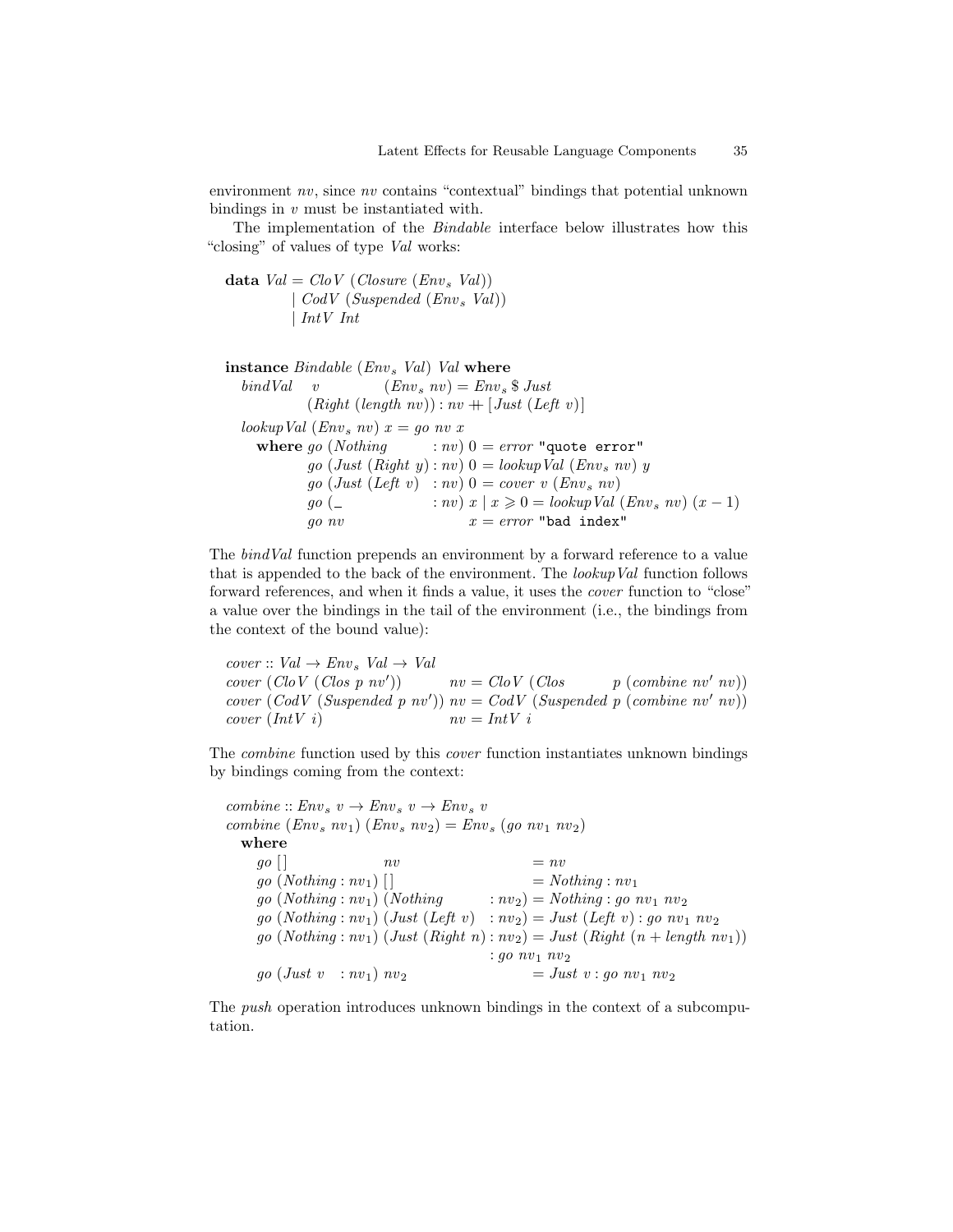environment *nv*, since *nv* contains "contextual" bindings that potential unknown bindings in *v* must be instantiated with.

The implementation of the *Bindable* interface below illustrates how this "closing" of values of type *Val* works:

```
data Val = CloV (Closure (Env_s Val))
         | CodV (Suspended (Env_s Val))
         | IntV Int

instance Bindable (Env_s Val) Val where
  bindVal   v        (Env_s nv) = Env_s $ Just
            (Right (length nv)) : nv ++ [Just (Left v)]
  lookupVal (Env_s nv) x = go nv x
    where go (Nothing        : nv) 0 = error "quote error"
          go (Just (Right y) : nv) 0 = lookupVal (Env_s nv) y
          go (Just (Left v)  : nv) 0 = cover v (Env_s nv)
          go (_              : nv) x | x >= 0 = lookupVal (Env_s nv) (x - 1)
          go nv                    x = error "bad index"
```

The *bindVal* function prepends an environment by a forward reference to a value that is appended to the back of the environment. The *lookupVal* function follows forward references, and when it finds a value, it uses the *cover* function to "close" a value over the bindings in the tail of the environment (i.e., the bindings from the context of the bound value):

```
cover :: Val -> Env_s Val -> Val
cover (CloV (Clos p nv'))      nv = CloV (Clos      p (combine nv' nv))
cover (CodV (Suspended p nv')) nv = CodV (Suspended p (combine nv' nv))
cover (IntV i)                 nv = IntV i
```

The *combine* function used by this *cover* function instantiates unknown bindings by bindings coming from the context:

```
combine :: Env_s v -> Env_s v -> Env_s v
combine (Env_s nv1) (Env_s nv2) = Env_s (go nv1 nv2)
  where
    go []              nv                     = nv
    go (Nothing : nv1) []                     = Nothing : nv1
    go (Nothing : nv1) (Nothing         : nv2) = Nothing : go nv1 nv2
    go (Nothing : nv1) (Just (Left v)   : nv2) = Just (Left v) : go nv1 nv2
    go (Nothing : nv1) (Just (Right n)  : nv2) = Just (Right (n + length nv1))
                                                 : go nv1 nv2
    go (Just v  : nv1) nv2                     = Just v : go nv1 nv2
```

The *push* operation introduces unknown bindings in the context of a subcomputation.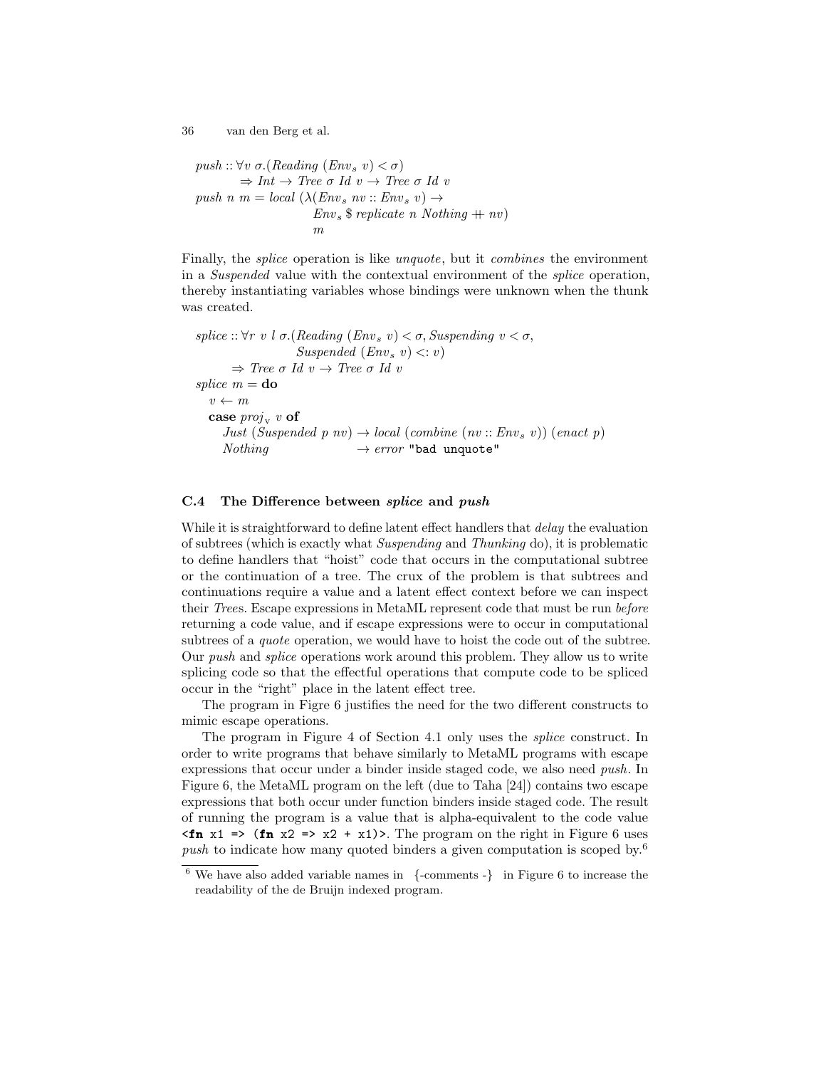```
push :: ∀v σ.(Reading (Env_s v) < σ)
        ⇒ Int → Tree σ Id v → Tree σ Id v
push n m = local (λ(Env_s nv :: Env_s v) →
                    Env_s $ replicate n Nothing ++ nv)
                  m
```

Finally, the *splice* operation is like *unquote*, but it *combines* the environment in a *Suspended* value with the contextual environment of the *splice* operation, thereby instantiating variables whose bindings were unknown when the thunk was created.

```
splice :: ∀r v l σ.(Reading (Env_s v) < σ, Suspending v < σ,
                    Suspended (Env_s v) <: v)
        ⇒ Tree σ Id v → Tree σ Id v
splice m = do
  v ← m
  case proj_v v of
    Just (Suspended p nv) → local (combine (nv :: Env_s v)) (enact p)
    Nothing               → error "bad unquote"
```

### C.4 The Difference between *splice* and *push*

While it is straightforward to define latent effect handlers that *delay* the evaluation of subtrees (which is exactly what *Suspending* and *Thunking* do), it is problematic to define handlers that "hoist" code that occurs in the computational subtree or the continuation of a tree. The crux of the problem is that subtrees and continuations require a value and a latent effect context before we can inspect their *Tree*s. Escape expressions in MetaML represent code that must be run *before* returning a code value, and if escape expressions were to occur in computational subtrees of a *quote* operation, we would have to hoist the code out of the subtree. Our *push* and *splice* operations work around this problem. They allow us to write splicing code so that the effectful operations that compute code to be spliced occur in the "right" place in the latent effect tree.

The program in Figre 6 justifies the need for the two different constructs to mimic escape operations.

The program in Figure 4 of Section 4.1 only uses the *splice* construct. In order to write programs that behave similarly to MetaML programs with escape expressions that occur under a binder inside staged code, we also need *push*. In Figure 6, the MetaML program on the left (due to Taha [24]) contains two escape expressions that both occur under function binders inside staged code. The result of running the program is a value that is alpha-equivalent to the code value `<fn x1 => (fn x2 => x2 + x1)>`. The program on the right in Figure 6 uses *push* to indicate how many quoted binders a given computation is scoped by.[6]

[6] We have also added variable names in {-comments -} in Figure 6 to increase the readability of the de Bruijn indexed program.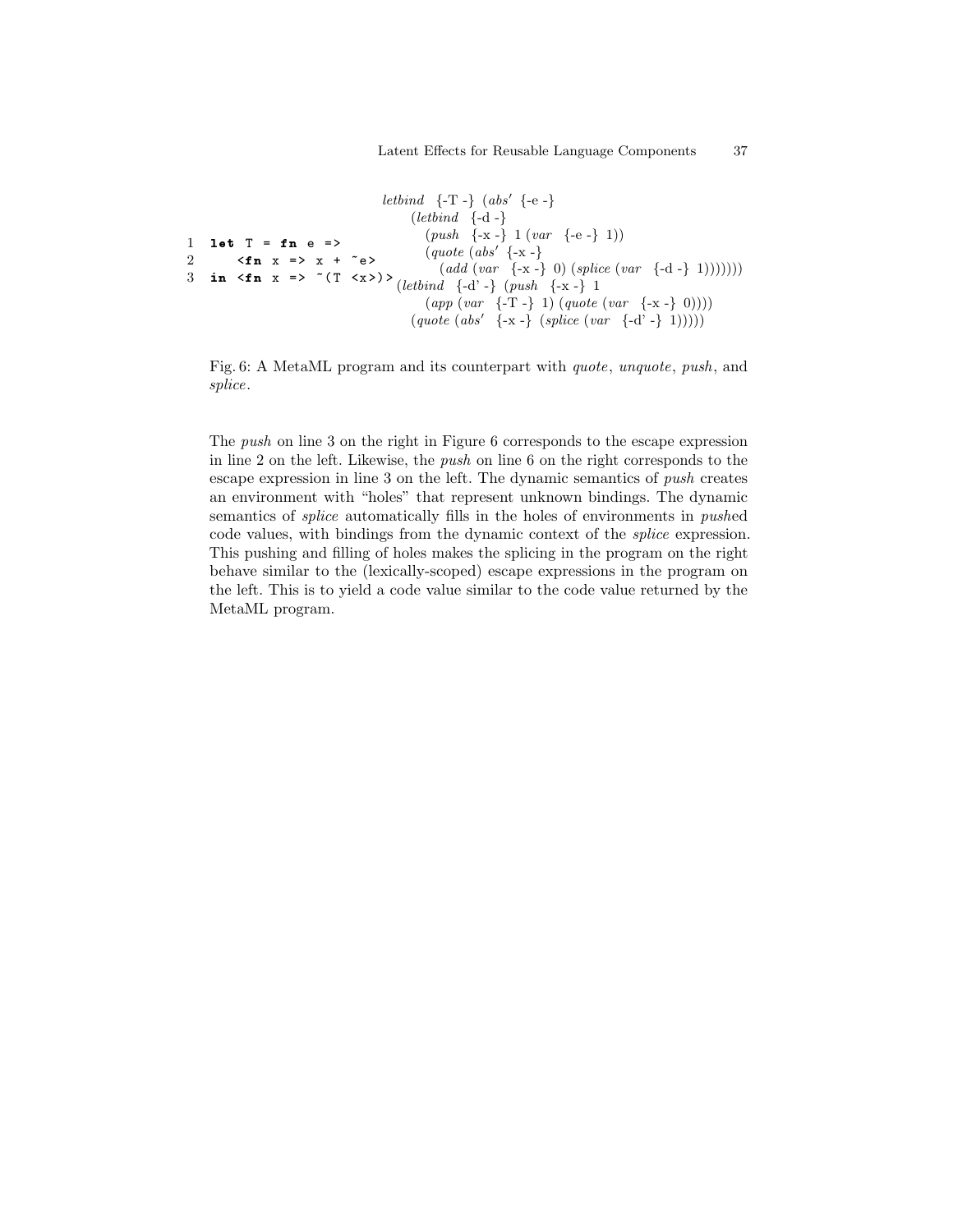```
1  let T = fn e =>
2      <fn x => x + ~e>
3  in <fn x => ~(T <x>)>
```

```
letbind {-T -} (abs′ {-e -}
    (letbind {-d -}
        (push {-x -} 1 (var {-e -} 1))
        (quote (abs′ {-x -}
            (add (var {-x -} 0) (splice (var {-d -} 1)))))))
(letbind {-d’ -} (push {-x -} 1
    (app (var {-T -} 1) (quote (var {-x -} 0))))
  (quote (abs′ {-x -} (splice (var {-d’ -} 1)))))
```

Fig. 6: A MetaML program and its counterpart with *quote*, *unquote*, *push*, and *splice*.

The *push* on line 3 on the right in Figure 6 corresponds to the escape expression in line 2 on the left. Likewise, the *push* on line 6 on the right corresponds to the escape expression in line 3 on the left. The dynamic semantics of *push* creates an environment with "holes" that represent unknown bindings. The dynamic semantics of *splice* automatically fills in the holes of environments in *push*ed code values, with bindings from the dynamic context of the *splice* expression. This pushing and filling of holes makes the splicing in the program on the right behave similar to the (lexically-scoped) escape expressions in the program on the left. This is to yield a code value similar to the code value returned by the MetaML program.